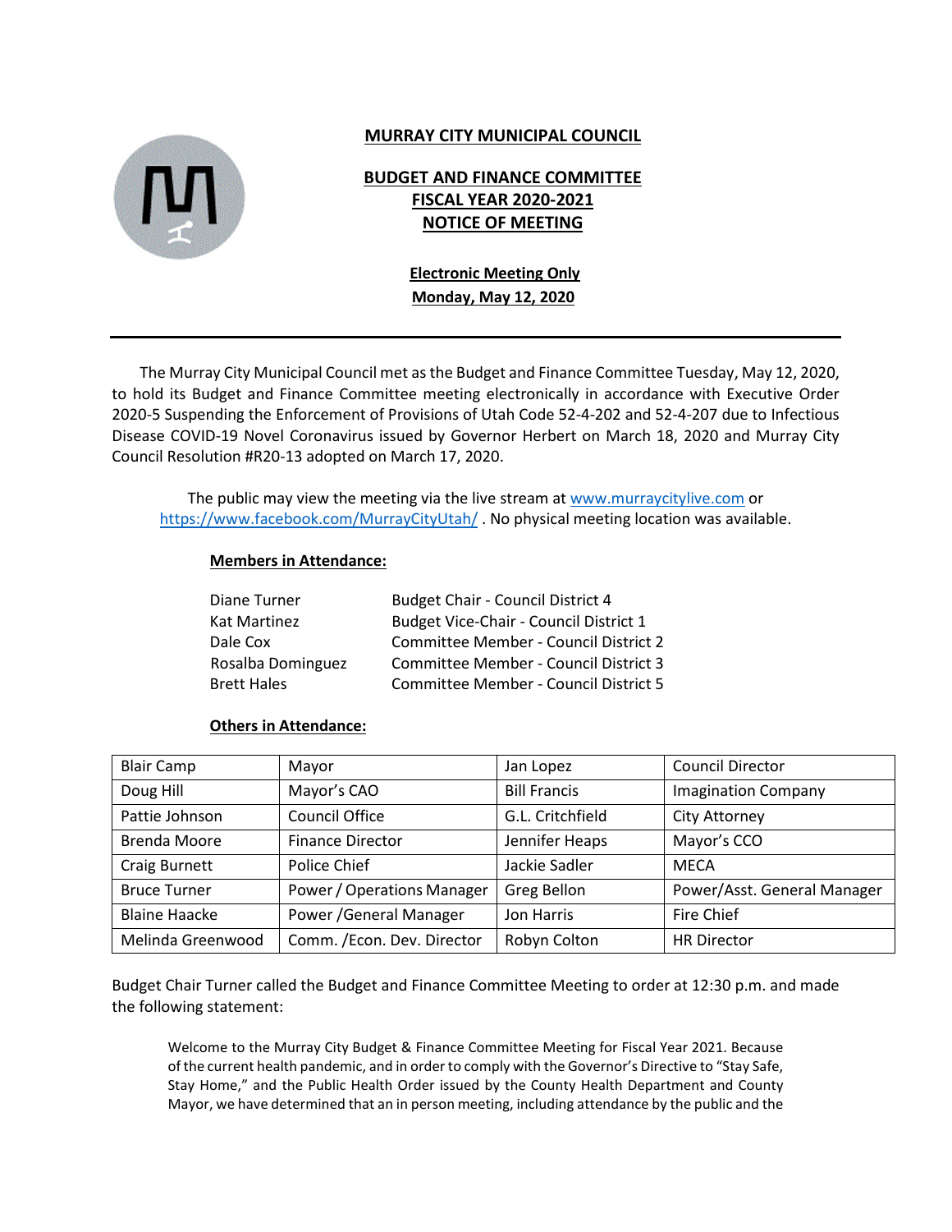# MURRAY CITY MUNICIPAL COUNCIL

## BUDGET AND FINANCE COMMITTEE
## FISCAL YEAR 2020-2021
## NOTICE OF MEETING

**Electronic Meeting Only**
**Monday, May 12, 2020**

---

The Murray City Municipal Council met as the Budget and Finance Committee Tuesday, May 12, 2020, to hold its Budget and Finance Committee meeting electronically in accordance with Executive Order 2020-5 Suspending the Enforcement of Provisions of Utah Code 52-4-202 and 52-4-207 due to Infectious Disease COVID-19 Novel Coronavirus issued by Governor Herbert on March 18, 2020 and Murray City Council Resolution #R20-13 adopted on March 17, 2020.

The public may view the meeting via the live stream at www.murraycitylive.com or https://www.facebook.com/MurrayCityUtah/ . No physical meeting location was available.

**Members in Attendance:**

| | |
|---|---|
| Diane Turner | Budget Chair - Council District 4 |
| Kat Martinez | Budget Vice-Chair - Council District 1 |
| Dale Cox | Committee Member - Council District 2 |
| Rosalba Dominguez | Committee Member - Council District 3 |
| Brett Hales | Committee Member - Council District 5 |

**Others in Attendance:**

| | | | |
|---|---|---|---|
| Blair Camp | Mayor | Jan Lopez | Council Director |
| Doug Hill | Mayor's CAO | Bill Francis | Imagination Company |
| Pattie Johnson | Council Office | G.L. Critchfield | City Attorney |
| Brenda Moore | Finance Director | Jennifer Heaps | Mayor's CCO |
| Craig Burnett | Police Chief | Jackie Sadler | MECA |
| Bruce Turner | Power / Operations Manager | Greg Bellon | Power/Asst. General Manager |
| Blaine Haacke | Power /General Manager | Jon Harris | Fire Chief |
| Melinda Greenwood | Comm. /Econ. Dev. Director | Robyn Colton | HR Director |

Budget Chair Turner called the Budget and Finance Committee Meeting to order at 12:30 p.m. and made the following statement:

> Welcome to the Murray City Budget & Finance Committee Meeting for Fiscal Year 2021. Because of the current health pandemic, and in order to comply with the Governor's Directive to "Stay Safe, Stay Home," and the Public Health Order issued by the County Health Department and County Mayor, we have determined that an in person meeting, including attendance by the public and the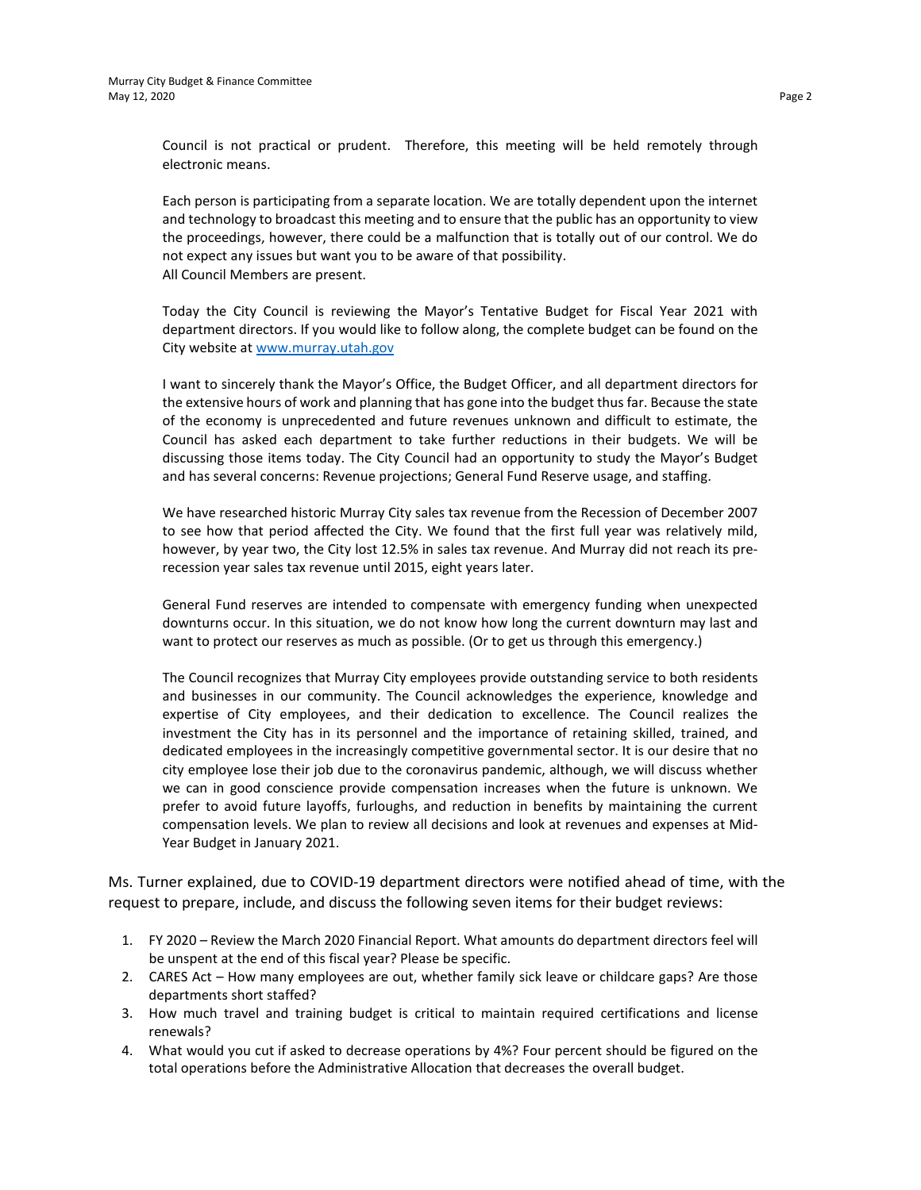Council is not practical or prudent. Therefore, this meeting will be held remotely through electronic means.

Each person is participating from a separate location. We are totally dependent upon the internet and technology to broadcast this meeting and to ensure that the public has an opportunity to view the proceedings, however, there could be a malfunction that is totally out of our control. We do not expect any issues but want you to be aware of that possibility.
All Council Members are present.

Today the City Council is reviewing the Mayor's Tentative Budget for Fiscal Year 2021 with department directors. If you would like to follow along, the complete budget can be found on the City website at www.murray.utah.gov

I want to sincerely thank the Mayor's Office, the Budget Officer, and all department directors for the extensive hours of work and planning that has gone into the budget thus far. Because the state of the economy is unprecedented and future revenues unknown and difficult to estimate, the Council has asked each department to take further reductions in their budgets. We will be discussing those items today. The City Council had an opportunity to study the Mayor's Budget and has several concerns: Revenue projections; General Fund Reserve usage, and staffing.

We have researched historic Murray City sales tax revenue from the Recession of December 2007 to see how that period affected the City. We found that the first full year was relatively mild, however, by year two, the City lost 12.5% in sales tax revenue. And Murray did not reach its pre-recession year sales tax revenue until 2015, eight years later.

General Fund reserves are intended to compensate with emergency funding when unexpected downturns occur. In this situation, we do not know how long the current downturn may last and want to protect our reserves as much as possible. (Or to get us through this emergency.)

The Council recognizes that Murray City employees provide outstanding service to both residents and businesses in our community. The Council acknowledges the experience, knowledge and expertise of City employees, and their dedication to excellence. The Council realizes the investment the City has in its personnel and the importance of retaining skilled, trained, and dedicated employees in the increasingly competitive governmental sector. It is our desire that no city employee lose their job due to the coronavirus pandemic, although, we will discuss whether we can in good conscience provide compensation increases when the future is unknown. We prefer to avoid future layoffs, furloughs, and reduction in benefits by maintaining the current compensation levels. We plan to review all decisions and look at revenues and expenses at Mid-Year Budget in January 2021.

Ms. Turner explained, due to COVID-19 department directors were notified ahead of time, with the request to prepare, include, and discuss the following seven items for their budget reviews:

1. FY 2020 – Review the March 2020 Financial Report. What amounts do department directors feel will be unspent at the end of this fiscal year? Please be specific.
2. CARES Act – How many employees are out, whether family sick leave or childcare gaps? Are those departments short staffed?
3. How much travel and training budget is critical to maintain required certifications and license renewals?
4. What would you cut if asked to decrease operations by 4%? Four percent should be figured on the total operations before the Administrative Allocation that decreases the overall budget.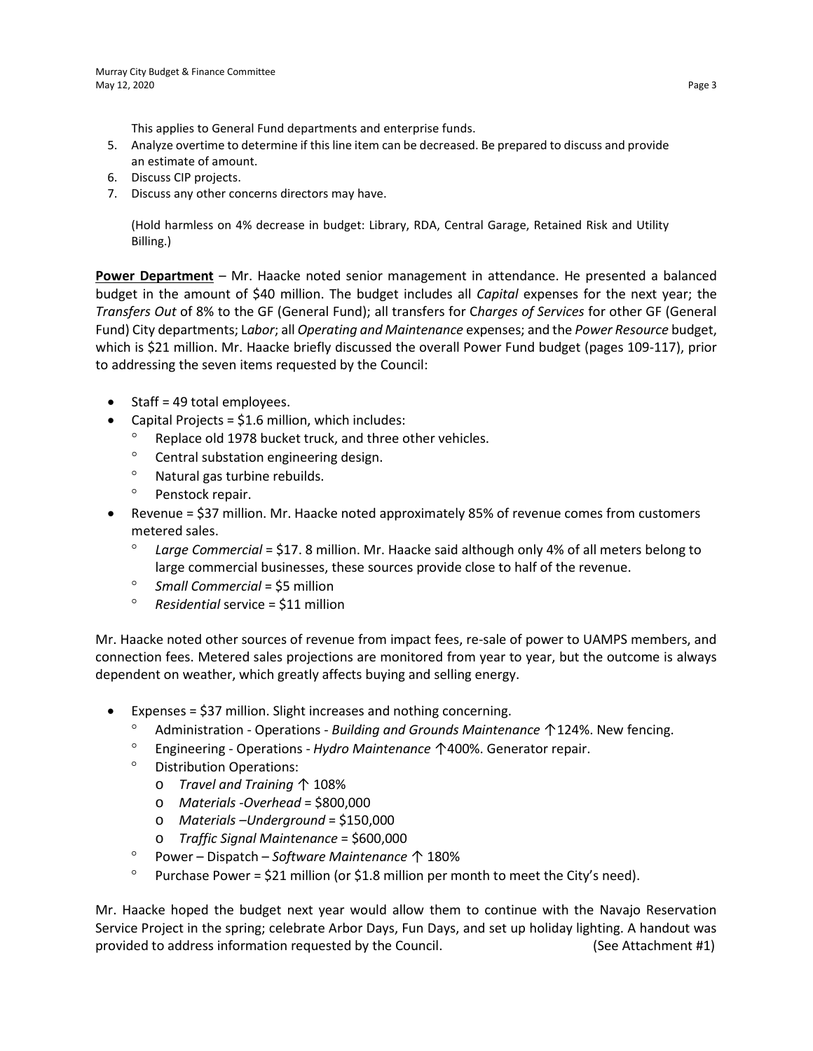This applies to General Fund departments and enterprise funds.

5. Analyze overtime to determine if this line item can be decreased. Be prepared to discuss and provide an estimate of amount.
6. Discuss CIP projects.
7. Discuss any other concerns directors may have.

(Hold harmless on 4% decrease in budget: Library, RDA, Central Garage, Retained Risk and Utility Billing.)

**<u>Power Department</u>** – Mr. Haacke noted senior management in attendance. He presented a balanced budget in the amount of $40 million. The budget includes all *Capital* expenses for the next year; the *Transfers Out* of 8% to the GF (General Fund); all transfers for C*harges of Services* for other GF (General Fund) City departments; L*abor*; all *Operating and Maintenance* expenses; and the *Power Resource* budget, which is $21 million. Mr. Haacke briefly discussed the overall Power Fund budget (pages 109-117), prior to addressing the seven items requested by the Council:

- Staff = 49 total employees.
- Capital Projects = $1.6 million, which includes:
  - Replace old 1978 bucket truck, and three other vehicles.
  - Central substation engineering design.
  - Natural gas turbine rebuilds.
  - Penstock repair.
- Revenue = $37 million. Mr. Haacke noted approximately 85% of revenue comes from customers metered sales.
  - *Large Commercial* = $17. 8 million. Mr. Haacke said although only 4% of all meters belong to large commercial businesses, these sources provide close to half of the revenue.
  - *Small Commercial* = $5 million
  - *Residential* service = $11 million

Mr. Haacke noted other sources of revenue from impact fees, re-sale of power to UAMPS members, and connection fees. Metered sales projections are monitored from year to year, but the outcome is always dependent on weather, which greatly affects buying and selling energy.

- Expenses = $37 million. Slight increases and nothing concerning.
  - Administration - Operations - *Building and Grounds Maintenance* ↑124%. New fencing.
  - Engineering - Operations - *Hydro Maintenance* ↑400%. Generator repair.
  - Distribution Operations:
    - *Travel and Training* ↑ 108%
    - *Materials -Overhead* = $800,000
    - *Materials –Underground* = $150,000
    - *Traffic Signal Maintenance* = $600,000
  - Power – Dispatch – *Software Maintenance* ↑ 180%
  - Purchase Power = $21 million (or $1.8 million per month to meet the City's need).

Mr. Haacke hoped the budget next year would allow them to continue with the Navajo Reservation Service Project in the spring; celebrate Arbor Days, Fun Days, and set up holiday lighting. A handout was provided to address information requested by the Council. (See Attachment #1)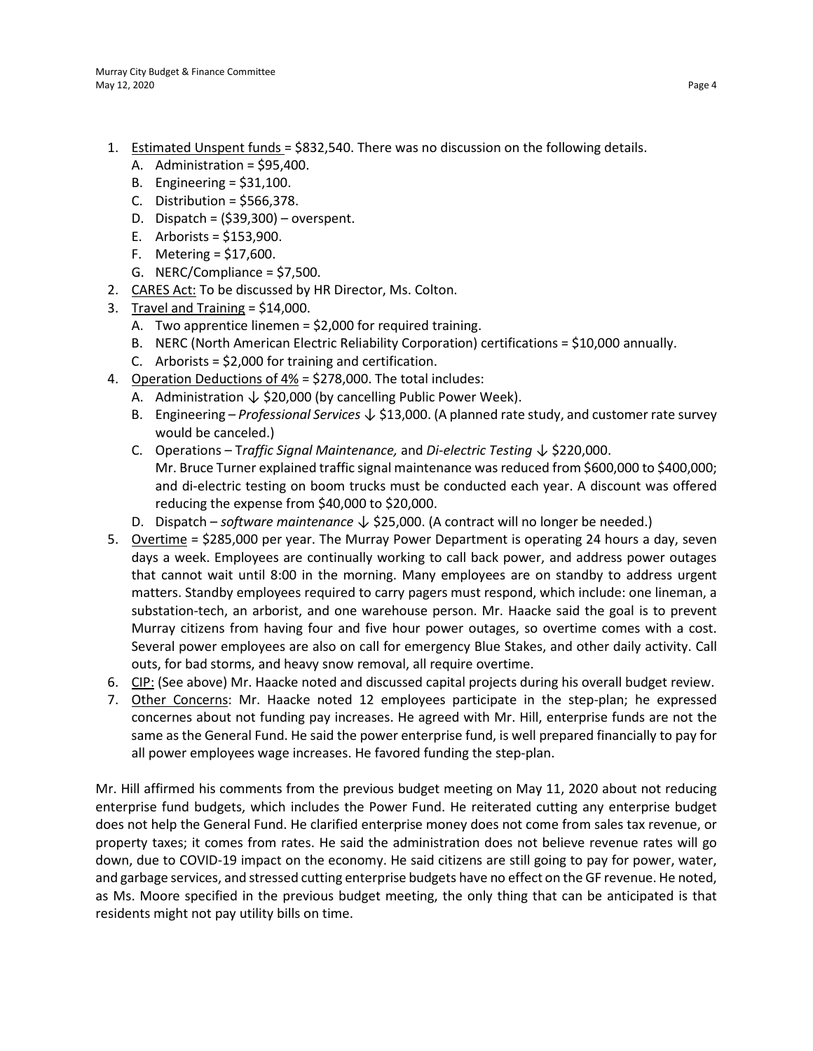1. Estimated Unspent funds = $832,540. There was no discussion on the following details.
   A. Administration = $95,400.
   B. Engineering = $31,100.
   C. Distribution = $566,378.
   D. Dispatch = ($39,300) – overspent.
   E. Arborists = $153,900.
   F. Metering = $17,600.
   G. NERC/Compliance = $7,500.
2. CARES Act: To be discussed by HR Director, Ms. Colton.
3. Travel and Training = $14,000.
   A. Two apprentice linemen = $2,000 for required training.
   B. NERC (North American Electric Reliability Corporation) certifications = $10,000 annually.
   C. Arborists = $2,000 for training and certification.
4. Operation Deductions of 4% = $278,000. The total includes:
   A. Administration ↓ $20,000 (by cancelling Public Power Week).
   B. Engineering – *Professional Services* ↓ $13,000. (A planned rate study, and customer rate survey would be canceled.)
   C. Operations – T*raffic Signal Maintenance,* and *Di-electric Testing* ↓ $220,000.
      Mr. Bruce Turner explained traffic signal maintenance was reduced from $600,000 to $400,000; and di-electric testing on boom trucks must be conducted each year. A discount was offered reducing the expense from $40,000 to $20,000.
   D. Dispatch – *software maintenance* ↓ $25,000. (A contract will no longer be needed.)
5. Overtime = $285,000 per year. The Murray Power Department is operating 24 hours a day, seven days a week. Employees are continually working to call back power, and address power outages that cannot wait until 8:00 in the morning. Many employees are on standby to address urgent matters. Standby employees required to carry pagers must respond, which include: one lineman, a substation-tech, an arborist, and one warehouse person. Mr. Haacke said the goal is to prevent Murray citizens from having four and five hour power outages, so overtime comes with a cost. Several power employees are also on call for emergency Blue Stakes, and other daily activity. Call outs, for bad storms, and heavy snow removal, all require overtime.
6. CIP: (See above) Mr. Haacke noted and discussed capital projects during his overall budget review.
7. Other Concerns: Mr. Haacke noted 12 employees participate in the step-plan; he expressed concernes about not funding pay increases. He agreed with Mr. Hill, enterprise funds are not the same as the General Fund. He said the power enterprise fund, is well prepared financially to pay for all power employees wage increases. He favored funding the step-plan.

Mr. Hill affirmed his comments from the previous budget meeting on May 11, 2020 about not reducing enterprise fund budgets, which includes the Power Fund. He reiterated cutting any enterprise budget does not help the General Fund. He clarified enterprise money does not come from sales tax revenue, or property taxes; it comes from rates. He said the administration does not believe revenue rates will go down, due to COVID-19 impact on the economy. He said citizens are still going to pay for power, water, and garbage services, and stressed cutting enterprise budgets have no effect on the GF revenue. He noted, as Ms. Moore specified in the previous budget meeting, the only thing that can be anticipated is that residents might not pay utility bills on time.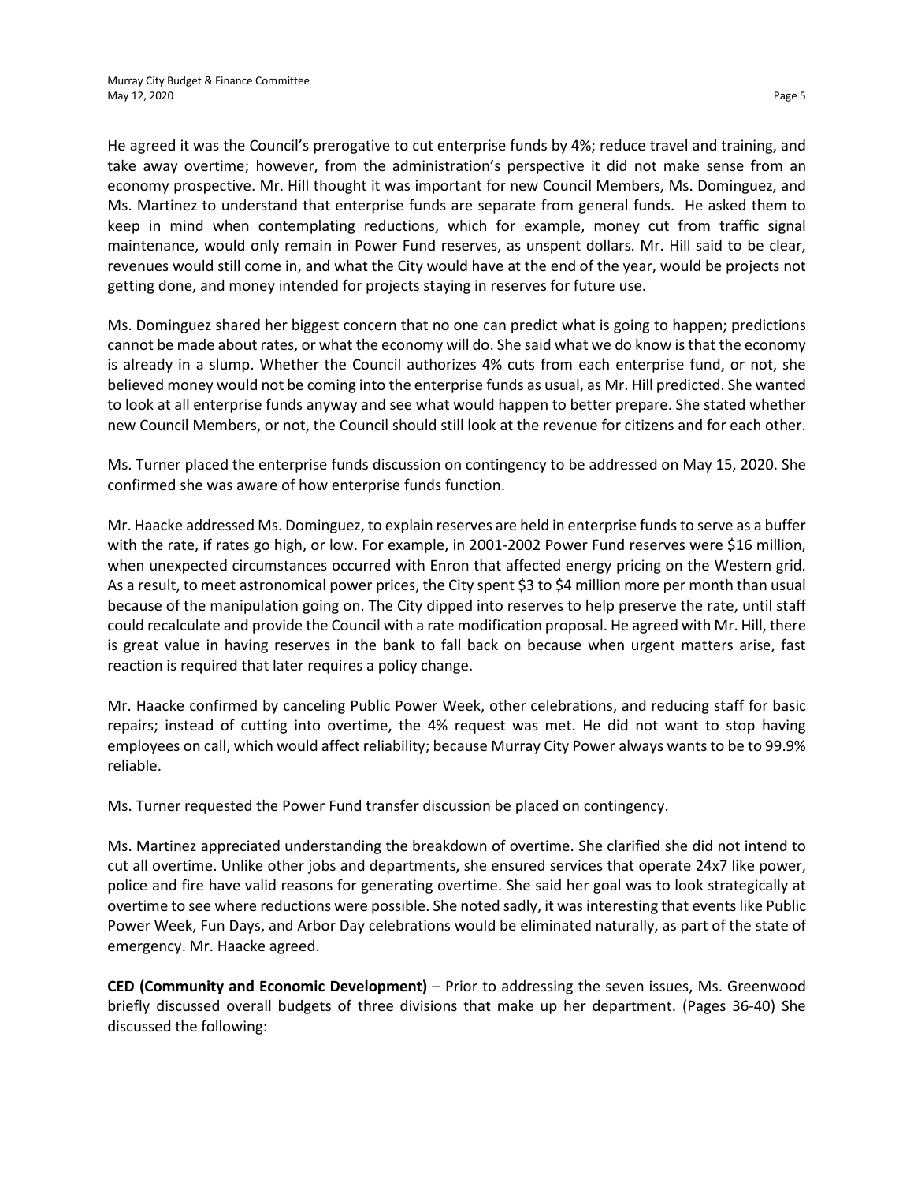He agreed it was the Council's prerogative to cut enterprise funds by 4%; reduce travel and training, and take away overtime; however, from the administration's perspective it did not make sense from an economy prospective. Mr. Hill thought it was important for new Council Members, Ms. Dominguez, and Ms. Martinez to understand that enterprise funds are separate from general funds. He asked them to keep in mind when contemplating reductions, which for example, money cut from traffic signal maintenance, would only remain in Power Fund reserves, as unspent dollars. Mr. Hill said to be clear, revenues would still come in, and what the City would have at the end of the year, would be projects not getting done, and money intended for projects staying in reserves for future use.

Ms. Dominguez shared her biggest concern that no one can predict what is going to happen; predictions cannot be made about rates, or what the economy will do. She said what we do know is that the economy is already in a slump. Whether the Council authorizes 4% cuts from each enterprise fund, or not, she believed money would not be coming into the enterprise funds as usual, as Mr. Hill predicted. She wanted to look at all enterprise funds anyway and see what would happen to better prepare. She stated whether new Council Members, or not, the Council should still look at the revenue for citizens and for each other.

Ms. Turner placed the enterprise funds discussion on contingency to be addressed on May 15, 2020. She confirmed she was aware of how enterprise funds function.

Mr. Haacke addressed Ms. Dominguez, to explain reserves are held in enterprise funds to serve as a buffer with the rate, if rates go high, or low. For example, in 2001-2002 Power Fund reserves were $16 million, when unexpected circumstances occurred with Enron that affected energy pricing on the Western grid. As a result, to meet astronomical power prices, the City spent $3 to $4 million more per month than usual because of the manipulation going on. The City dipped into reserves to help preserve the rate, until staff could recalculate and provide the Council with a rate modification proposal. He agreed with Mr. Hill, there is great value in having reserves in the bank to fall back on because when urgent matters arise, fast reaction is required that later requires a policy change.

Mr. Haacke confirmed by canceling Public Power Week, other celebrations, and reducing staff for basic repairs; instead of cutting into overtime, the 4% request was met. He did not want to stop having employees on call, which would affect reliability; because Murray City Power always wants to be to 99.9% reliable.

Ms. Turner requested the Power Fund transfer discussion be placed on contingency.

Ms. Martinez appreciated understanding the breakdown of overtime. She clarified she did not intend to cut all overtime. Unlike other jobs and departments, she ensured services that operate 24x7 like power, police and fire have valid reasons for generating overtime. She said her goal was to look strategically at overtime to see where reductions were possible. She noted sadly, it was interesting that events like Public Power Week, Fun Days, and Arbor Day celebrations would be eliminated naturally, as part of the state of emergency. Mr. Haacke agreed.

**CED (Community and Economic Development)** – Prior to addressing the seven issues, Ms. Greenwood briefly discussed overall budgets of three divisions that make up her department. (Pages 36-40) She discussed the following: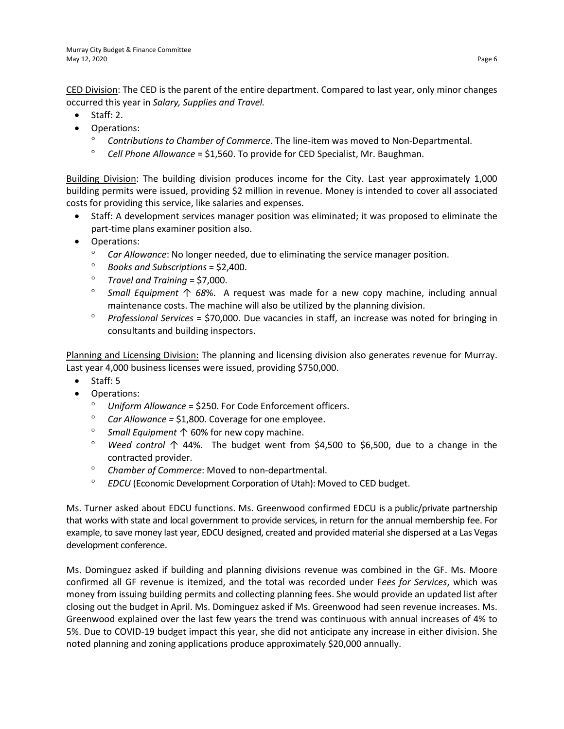<u>CED Division</u>: The CED is the parent of the entire department. Compared to last year, only minor changes occurred this year in *Salary, Supplies and Travel.*

- Staff: 2.
- Operations:
  - *Contributions to Chamber of Commerce*. The line-item was moved to Non-Departmental.
  - *Cell Phone Allowance* = $1,560. To provide for CED Specialist, Mr. Baughman.

<u>Building Division</u>: The building division produces income for the City. Last year approximately 1,000 building permits were issued, providing $2 million in revenue. Money is intended to cover all associated costs for providing this service, like salaries and expenses.

- Staff: A development services manager position was eliminated; it was proposed to eliminate the part-time plans examiner position also.
- Operations:
  - *Car Allowance*: No longer needed, due to eliminating the service manager position.
  - *Books and Subscriptions* = $2,400.
  - *Travel and Training* = $7,000.
  - *Small Equipment* ↑ *68*%. A request was made for a new copy machine, including annual maintenance costs. The machine will also be utilized by the planning division.
  - *Professional Services* = $70,000. Due vacancies in staff, an increase was noted for bringing in consultants and building inspectors.

<u>Planning and Licensing Division:</u> The planning and licensing division also generates revenue for Murray. Last year 4,000 business licenses were issued, providing $750,000.

- Staff: 5
- Operations:
  - *Uniform Allowance* = $250. For Code Enforcement officers.
  - *Car Allowance =* $1,800. Coverage for one employee.
  - *Small Equipment* ↑ 60% for new copy machine.
  - *Weed control* ↑ 44%. The budget went from $4,500 to $6,500, due to a change in the contracted provider.
  - *Chamber of Commerce*: Moved to non-departmental.
  - *EDCU* (Economic Development Corporation of Utah): Moved to CED budget.

Ms. Turner asked about EDCU functions. Ms. Greenwood confirmed EDCU is a public/private partnership that works with state and local government to provide services, in return for the annual membership fee. For example, to save money last year, EDCU designed, created and provided material she dispersed at a Las Vegas development conference.

Ms. Dominguez asked if building and planning divisions revenue was combined in the GF. Ms. Moore confirmed all GF revenue is itemized, and the total was recorded under F*ees for Services*, which was money from issuing building permits and collecting planning fees. She would provide an updated list after closing out the budget in April. Ms. Dominguez asked if Ms. Greenwood had seen revenue increases. Ms. Greenwood explained over the last few years the trend was continuous with annual increases of 4% to 5%. Due to COVID-19 budget impact this year, she did not anticipate any increase in either division. She noted planning and zoning applications produce approximately $20,000 annually.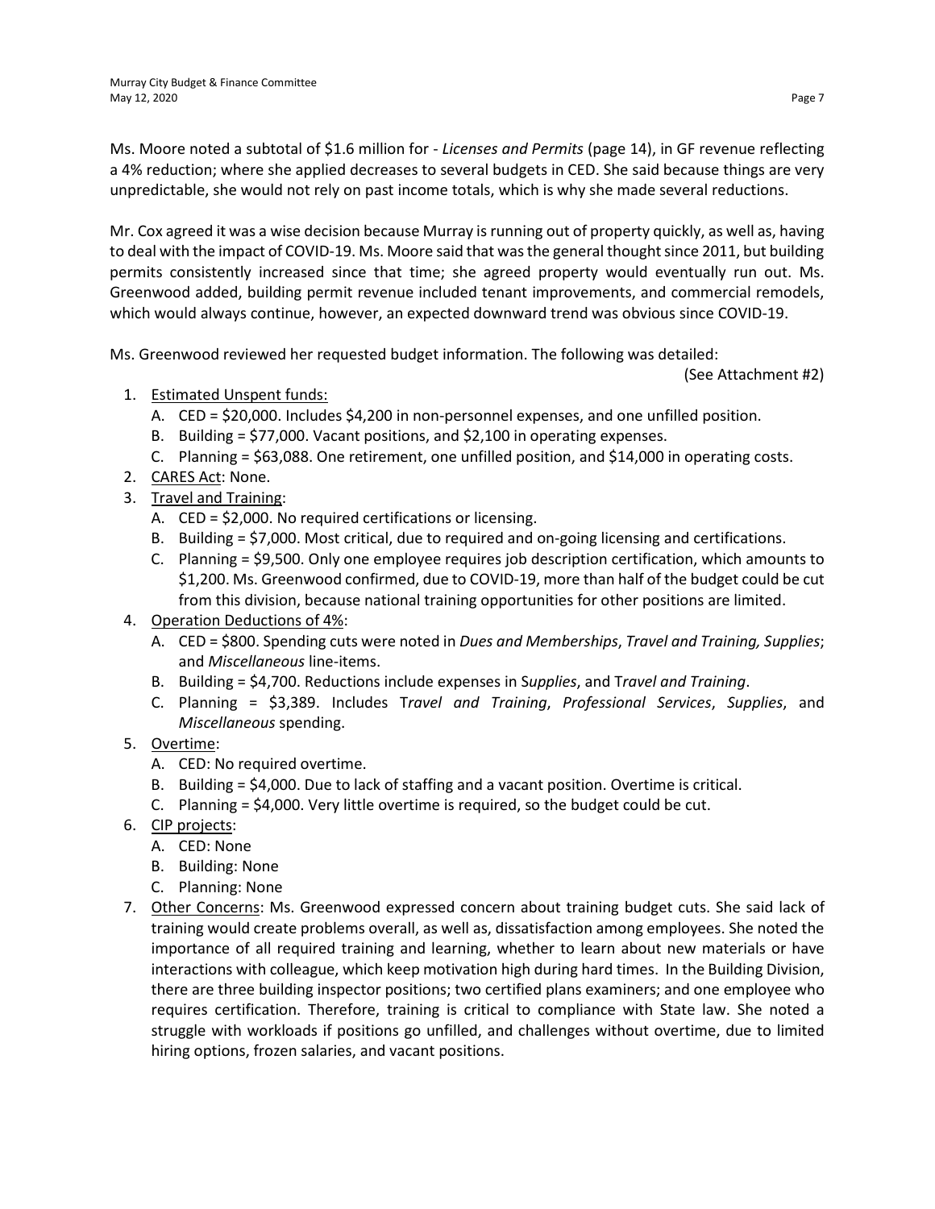Ms. Moore noted a subtotal of $1.6 million for - *Licenses and Permits* (page 14), in GF revenue reflecting a 4% reduction; where she applied decreases to several budgets in CED. She said because things are very unpredictable, she would not rely on past income totals, which is why she made several reductions.

Mr. Cox agreed it was a wise decision because Murray is running out of property quickly, as well as, having to deal with the impact of COVID-19. Ms. Moore said that was the general thought since 2011, but building permits consistently increased since that time; she agreed property would eventually run out. Ms. Greenwood added, building permit revenue included tenant improvements, and commercial remodels, which would always continue, however, an expected downward trend was obvious since COVID-19.

Ms. Greenwood reviewed her requested budget information. The following was detailed:

(See Attachment #2)

1. <u>Estimated Unspent funds:</u>
   A. CED = $20,000. Includes $4,200 in non-personnel expenses, and one unfilled position.
   B. Building = $77,000. Vacant positions, and $2,100 in operating expenses.
   C. Planning = $63,088. One retirement, one unfilled position, and $14,000 in operating costs.
2. <u>CARES Act</u>: None.
3. <u>Travel and Training</u>:
   A. CED = $2,000. No required certifications or licensing.
   B. Building = $7,000. Most critical, due to required and on-going licensing and certifications.
   C. Planning = $9,500. Only one employee requires job description certification, which amounts to $1,200. Ms. Greenwood confirmed, due to COVID-19, more than half of the budget could be cut from this division, because national training opportunities for other positions are limited.
4. <u>Operation Deductions of 4%</u>:
   A. CED = $800. Spending cuts were noted in *Dues and Memberships*, *Travel and Training, Supplies*; and *Miscellaneous* line-items.
   B. Building = $4,700. Reductions include expenses in S*upplies*, and T*ravel and Training*.
   C. Planning = $3,389. Includes T*ravel and Training*, *Professional Services*, *Supplies*, and *Miscellaneous* spending.
5. <u>Overtime</u>:
   A. CED: No required overtime.
   B. Building = $4,000. Due to lack of staffing and a vacant position. Overtime is critical.
   C. Planning = $4,000. Very little overtime is required, so the budget could be cut.
6. <u>CIP projects</u>:
   A. CED: None
   B. Building: None
   C. Planning: None
7. <u>Other Concerns</u>: Ms. Greenwood expressed concern about training budget cuts. She said lack of training would create problems overall, as well as, dissatisfaction among employees. She noted the importance of all required training and learning, whether to learn about new materials or have interactions with colleague, which keep motivation high during hard times. In the Building Division, there are three building inspector positions; two certified plans examiners; and one employee who requires certification. Therefore, training is critical to compliance with State law. She noted a struggle with workloads if positions go unfilled, and challenges without overtime, due to limited hiring options, frozen salaries, and vacant positions.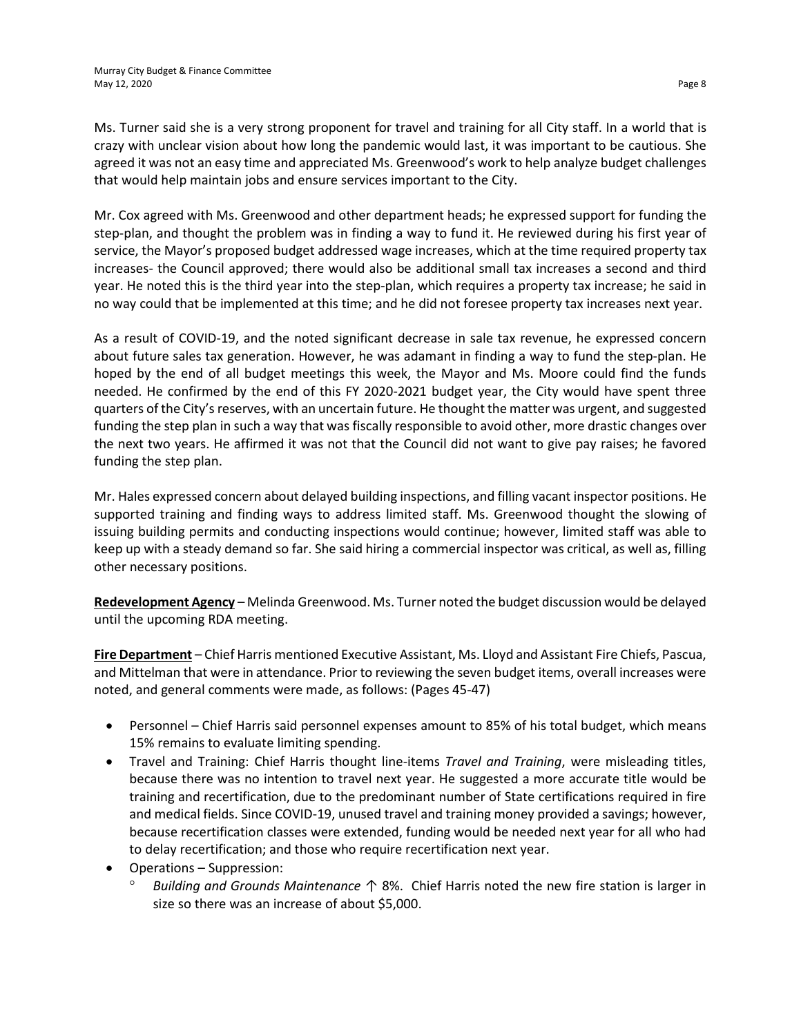Ms. Turner said she is a very strong proponent for travel and training for all City staff. In a world that is crazy with unclear vision about how long the pandemic would last, it was important to be cautious. She agreed it was not an easy time and appreciated Ms. Greenwood's work to help analyze budget challenges that would help maintain jobs and ensure services important to the City.

Mr. Cox agreed with Ms. Greenwood and other department heads; he expressed support for funding the step-plan, and thought the problem was in finding a way to fund it. He reviewed during his first year of service, the Mayor's proposed budget addressed wage increases, which at the time required property tax increases- the Council approved; there would also be additional small tax increases a second and third year. He noted this is the third year into the step-plan, which requires a property tax increase; he said in no way could that be implemented at this time; and he did not foresee property tax increases next year.

As a result of COVID-19, and the noted significant decrease in sale tax revenue, he expressed concern about future sales tax generation. However, he was adamant in finding a way to fund the step-plan. He hoped by the end of all budget meetings this week, the Mayor and Ms. Moore could find the funds needed. He confirmed by the end of this FY 2020-2021 budget year, the City would have spent three quarters of the City's reserves, with an uncertain future. He thought the matter was urgent, and suggested funding the step plan in such a way that was fiscally responsible to avoid other, more drastic changes over the next two years. He affirmed it was not that the Council did not want to give pay raises; he favored funding the step plan.

Mr. Hales expressed concern about delayed building inspections, and filling vacant inspector positions. He supported training and finding ways to address limited staff. Ms. Greenwood thought the slowing of issuing building permits and conducting inspections would continue; however, limited staff was able to keep up with a steady demand so far. She said hiring a commercial inspector was critical, as well as, filling other necessary positions.

**Redevelopment Agency** – Melinda Greenwood. Ms. Turner noted the budget discussion would be delayed until the upcoming RDA meeting.

**Fire Department** – Chief Harris mentioned Executive Assistant, Ms. Lloyd and Assistant Fire Chiefs, Pascua, and Mittelman that were in attendance. Prior to reviewing the seven budget items, overall increases were noted, and general comments were made, as follows: (Pages 45-47)

- Personnel – Chief Harris said personnel expenses amount to 85% of his total budget, which means 15% remains to evaluate limiting spending.
- Travel and Training: Chief Harris thought line-items *Travel and Training*, were misleading titles, because there was no intention to travel next year. He suggested a more accurate title would be training and recertification, due to the predominant number of State certifications required in fire and medical fields. Since COVID-19, unused travel and training money provided a savings; however, because recertification classes were extended, funding would be needed next year for all who had to delay recertification; and those who require recertification next year.
- Operations – Suppression:
  - *Building and Grounds Maintenance* ↑ 8%. Chief Harris noted the new fire station is larger in size so there was an increase of about $5,000.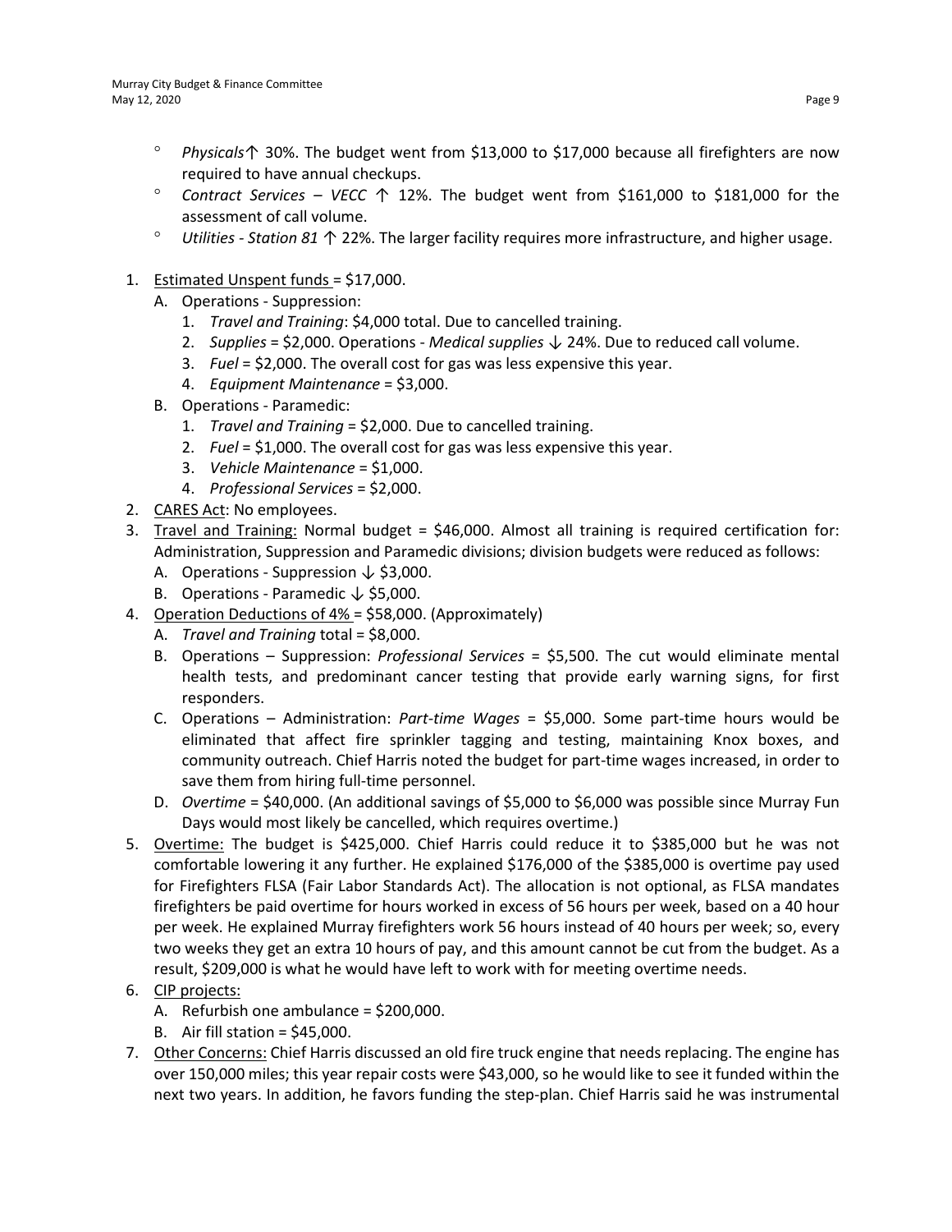- *Physicals* ↑ 30%. The budget went from $13,000 to $17,000 because all firefighters are now required to have annual checkups.
- *Contract Services – VECC* ↑ 12%. The budget went from $161,000 to $181,000 for the assessment of call volume.
- *Utilities - Station 81* ↑ 22%. The larger facility requires more infrastructure, and higher usage.

1. Estimated Unspent funds = $17,000.
   A. Operations - Suppression:
      1. *Travel and Training*: $4,000 total. Due to cancelled training.
      2. *Supplies* = $2,000. Operations - *Medical supplies* ↓ 24%. Due to reduced call volume.
      3. *Fuel* = $2,000. The overall cost for gas was less expensive this year.
      4. *Equipment Maintenance* = $3,000.

   B. Operations - Paramedic:
      1. *Travel and Training* = $2,000. Due to cancelled training.
      2. *Fuel* = $1,000. The overall cost for gas was less expensive this year.
      3. *Vehicle Maintenance* = $1,000.
      4. *Professional Services* = $2,000.
2. CARES Act: No employees.
3. Travel and Training: Normal budget = $46,000. Almost all training is required certification for: Administration, Suppression and Paramedic divisions; division budgets were reduced as follows:
   A. Operations - Suppression ↓ $3,000.
   B. Operations - Paramedic ↓ $5,000.
4. Operation Deductions of 4% = $58,000. (Approximately)
   A. *Travel and Training* total = $8,000.
   B. Operations – Suppression: *Professional Services* = $5,500. The cut would eliminate mental health tests, and predominant cancer testing that provide early warning signs, for first responders.
   C. Operations – Administration: *Part-time Wages* = $5,000. Some part-time hours would be eliminated that affect fire sprinkler tagging and testing, maintaining Knox boxes, and community outreach. Chief Harris noted the budget for part-time wages increased, in order to save them from hiring full-time personnel.
   D. *Overtime* = $40,000. (An additional savings of $5,000 to $6,000 was possible since Murray Fun Days would most likely be cancelled, which requires overtime.)
5. Overtime: The budget is $425,000. Chief Harris could reduce it to $385,000 but he was not comfortable lowering it any further. He explained $176,000 of the $385,000 is overtime pay used for Firefighters FLSA (Fair Labor Standards Act). The allocation is not optional, as FLSA mandates firefighters be paid overtime for hours worked in excess of 56 hours per week, based on a 40 hour per week. He explained Murray firefighters work 56 hours instead of 40 hours per week; so, every two weeks they get an extra 10 hours of pay, and this amount cannot be cut from the budget. As a result, $209,000 is what he would have left to work with for meeting overtime needs.
6. CIP projects:
   A. Refurbish one ambulance = $200,000.
   B. Air fill station = $45,000.
7. Other Concerns: Chief Harris discussed an old fire truck engine that needs replacing. The engine has over 150,000 miles; this year repair costs were $43,000, so he would like to see it funded within the next two years. In addition, he favors funding the step-plan. Chief Harris said he was instrumental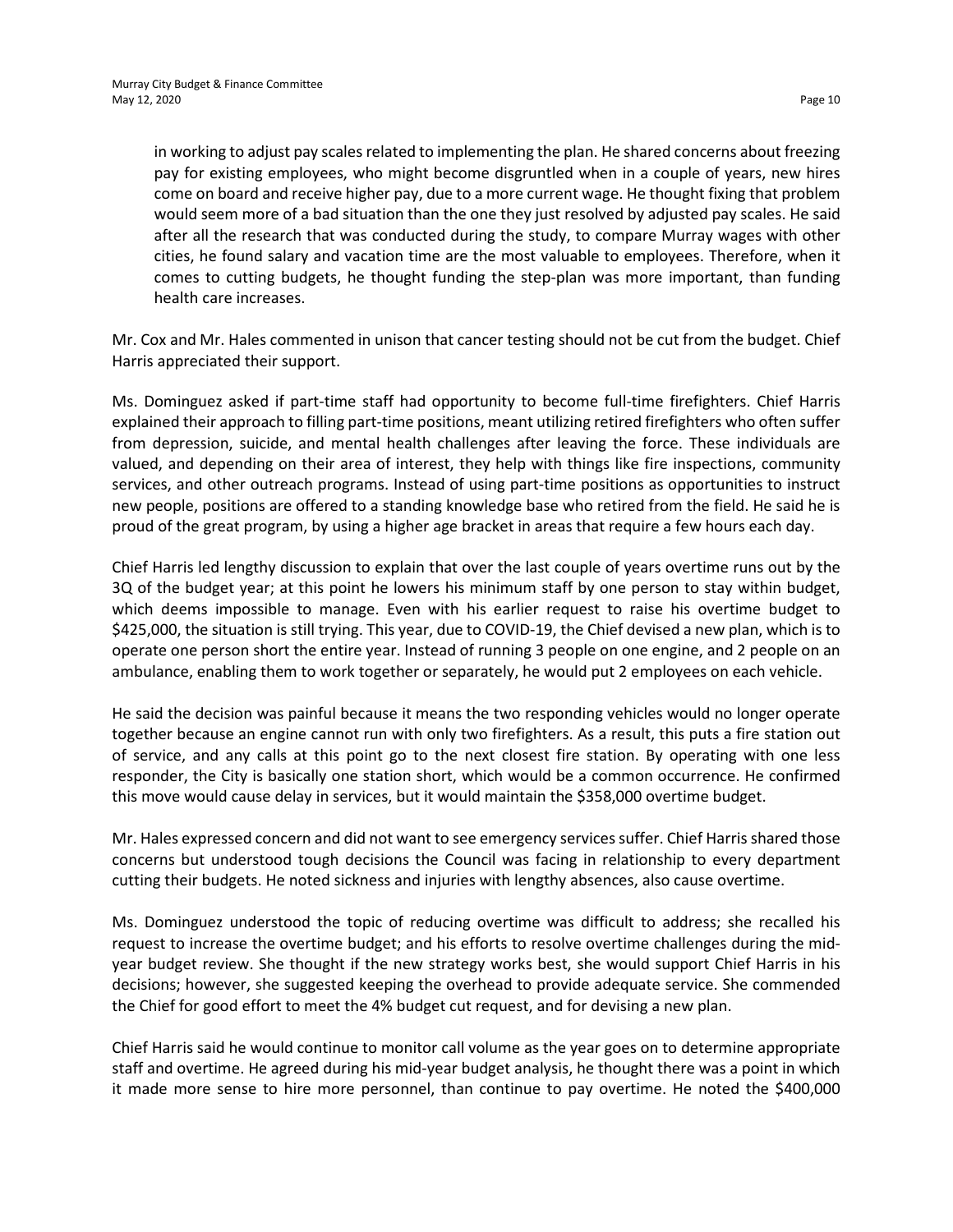in working to adjust pay scales related to implementing the plan. He shared concerns about freezing pay for existing employees, who might become disgruntled when in a couple of years, new hires come on board and receive higher pay, due to a more current wage. He thought fixing that problem would seem more of a bad situation than the one they just resolved by adjusted pay scales. He said after all the research that was conducted during the study, to compare Murray wages with other cities, he found salary and vacation time are the most valuable to employees. Therefore, when it comes to cutting budgets, he thought funding the step-plan was more important, than funding health care increases.

Mr. Cox and Mr. Hales commented in unison that cancer testing should not be cut from the budget. Chief Harris appreciated their support.

Ms. Dominguez asked if part-time staff had opportunity to become full-time firefighters. Chief Harris explained their approach to filling part-time positions, meant utilizing retired firefighters who often suffer from depression, suicide, and mental health challenges after leaving the force. These individuals are valued, and depending on their area of interest, they help with things like fire inspections, community services, and other outreach programs. Instead of using part-time positions as opportunities to instruct new people, positions are offered to a standing knowledge base who retired from the field. He said he is proud of the great program, by using a higher age bracket in areas that require a few hours each day.

Chief Harris led lengthy discussion to explain that over the last couple of years overtime runs out by the 3Q of the budget year; at this point he lowers his minimum staff by one person to stay within budget, which deems impossible to manage. Even with his earlier request to raise his overtime budget to $425,000, the situation is still trying. This year, due to COVID-19, the Chief devised a new plan, which is to operate one person short the entire year. Instead of running 3 people on one engine, and 2 people on an ambulance, enabling them to work together or separately, he would put 2 employees on each vehicle.

He said the decision was painful because it means the two responding vehicles would no longer operate together because an engine cannot run with only two firefighters. As a result, this puts a fire station out of service, and any calls at this point go to the next closest fire station. By operating with one less responder, the City is basically one station short, which would be a common occurrence. He confirmed this move would cause delay in services, but it would maintain the $358,000 overtime budget.

Mr. Hales expressed concern and did not want to see emergency services suffer. Chief Harris shared those concerns but understood tough decisions the Council was facing in relationship to every department cutting their budgets. He noted sickness and injuries with lengthy absences, also cause overtime.

Ms. Dominguez understood the topic of reducing overtime was difficult to address; she recalled his request to increase the overtime budget; and his efforts to resolve overtime challenges during the mid-year budget review. She thought if the new strategy works best, she would support Chief Harris in his decisions; however, she suggested keeping the overhead to provide adequate service. She commended the Chief for good effort to meet the 4% budget cut request, and for devising a new plan.

Chief Harris said he would continue to monitor call volume as the year goes on to determine appropriate staff and overtime. He agreed during his mid-year budget analysis, he thought there was a point in which it made more sense to hire more personnel, than continue to pay overtime. He noted the $400,000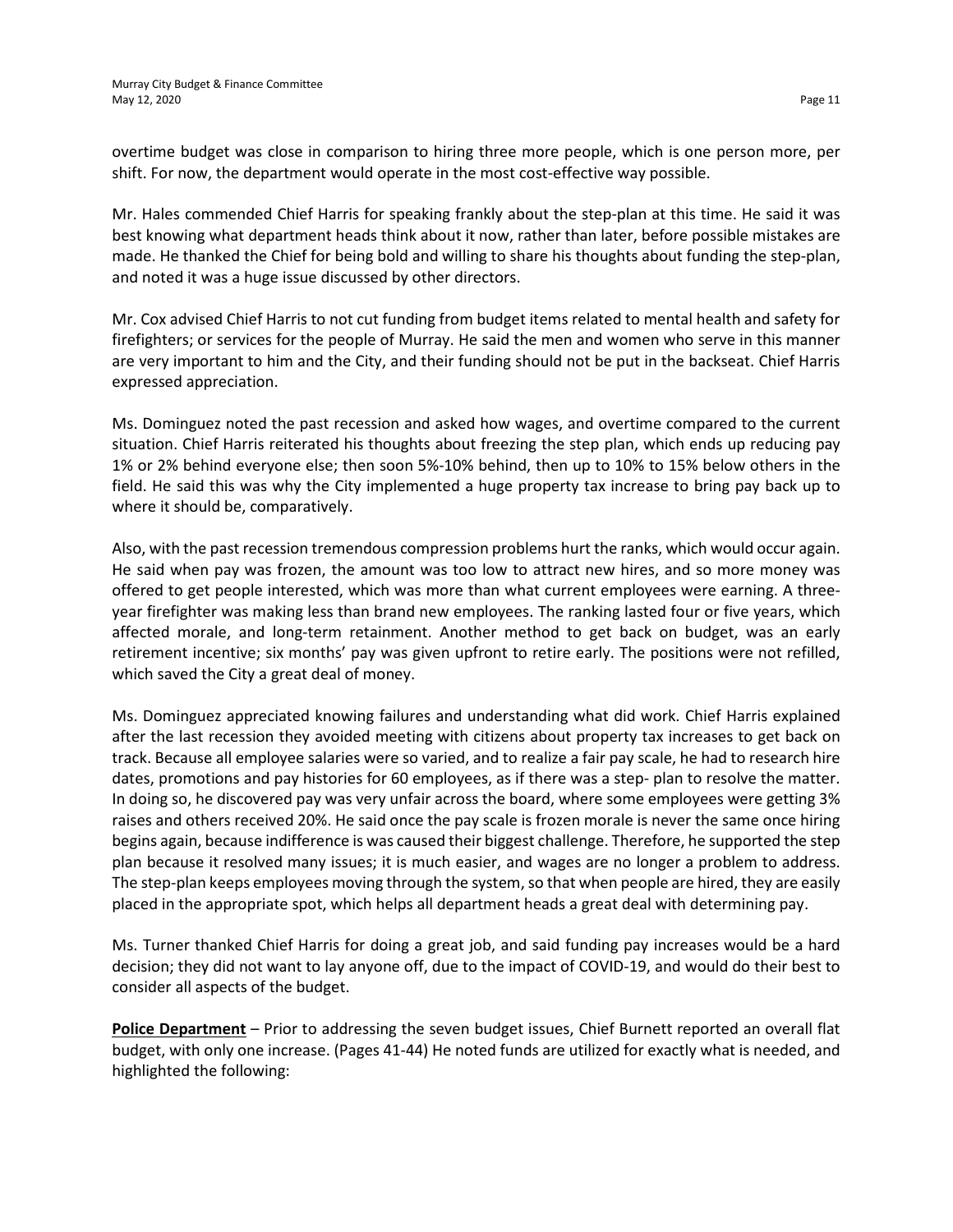overtime budget was close in comparison to hiring three more people, which is one person more, per shift. For now, the department would operate in the most cost-effective way possible.

Mr. Hales commended Chief Harris for speaking frankly about the step-plan at this time. He said it was best knowing what department heads think about it now, rather than later, before possible mistakes are made. He thanked the Chief for being bold and willing to share his thoughts about funding the step-plan, and noted it was a huge issue discussed by other directors.

Mr. Cox advised Chief Harris to not cut funding from budget items related to mental health and safety for firefighters; or services for the people of Murray. He said the men and women who serve in this manner are very important to him and the City, and their funding should not be put in the backseat. Chief Harris expressed appreciation.

Ms. Dominguez noted the past recession and asked how wages, and overtime compared to the current situation. Chief Harris reiterated his thoughts about freezing the step plan, which ends up reducing pay 1% or 2% behind everyone else; then soon 5%-10% behind, then up to 10% to 15% below others in the field. He said this was why the City implemented a huge property tax increase to bring pay back up to where it should be, comparatively.

Also, with the past recession tremendous compression problems hurt the ranks, which would occur again. He said when pay was frozen, the amount was too low to attract new hires, and so more money was offered to get people interested, which was more than what current employees were earning. A three-year firefighter was making less than brand new employees. The ranking lasted four or five years, which affected morale, and long-term retainment. Another method to get back on budget, was an early retirement incentive; six months' pay was given upfront to retire early. The positions were not refilled, which saved the City a great deal of money.

Ms. Dominguez appreciated knowing failures and understanding what did work. Chief Harris explained after the last recession they avoided meeting with citizens about property tax increases to get back on track. Because all employee salaries were so varied, and to realize a fair pay scale, he had to research hire dates, promotions and pay histories for 60 employees, as if there was a step- plan to resolve the matter. In doing so, he discovered pay was very unfair across the board, where some employees were getting 3% raises and others received 20%. He said once the pay scale is frozen morale is never the same once hiring begins again, because indifference is was caused their biggest challenge. Therefore, he supported the step plan because it resolved many issues; it is much easier, and wages are no longer a problem to address. The step-plan keeps employees moving through the system, so that when people are hired, they are easily placed in the appropriate spot, which helps all department heads a great deal with determining pay.

Ms. Turner thanked Chief Harris for doing a great job, and said funding pay increases would be a hard decision; they did not want to lay anyone off, due to the impact of COVID-19, and would do their best to consider all aspects of the budget.

**Police Department** – Prior to addressing the seven budget issues, Chief Burnett reported an overall flat budget, with only one increase. (Pages 41-44) He noted funds are utilized for exactly what is needed, and highlighted the following: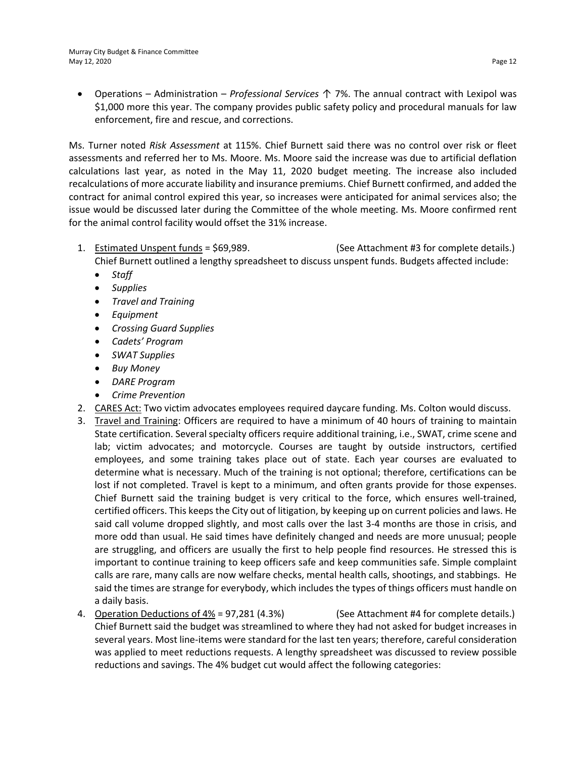- Operations – Administration – *Professional Services* ↑ 7%. The annual contract with Lexipol was $1,000 more this year. The company provides public safety policy and procedural manuals for law enforcement, fire and rescue, and corrections.

Ms. Turner noted *Risk Assessment* at 115%. Chief Burnett said there was no control over risk or fleet assessments and referred her to Ms. Moore. Ms. Moore said the increase was due to artificial deflation calculations last year, as noted in the May 11, 2020 budget meeting. The increase also included recalculations of more accurate liability and insurance premiums. Chief Burnett confirmed, and added the contract for animal control expired this year, so increases were anticipated for animal services also; the issue would be discussed later during the Committee of the whole meeting. Ms. Moore confirmed rent for the animal control facility would offset the 31% increase.

1. <u>Estimated Unspent funds</u> = $69,989. (See Attachment #3 for complete details.)
   Chief Burnett outlined a lengthy spreadsheet to discuss unspent funds. Budgets affected include:
   - *Staff*
   - *Supplies*
   - *Travel and Training*
   - *Equipment*
   - *Crossing Guard Supplies*
   - *Cadets' Program*
   - *SWAT Supplies*
   - *Buy Money*
   - *DARE Program*
   - *Crime Prevention*
2. <u>CARES Act:</u> Two victim advocates employees required daycare funding. Ms. Colton would discuss.
3. <u>Travel and Training</u>: Officers are required to have a minimum of 40 hours of training to maintain State certification. Several specialty officers require additional training, i.e., SWAT, crime scene and lab; victim advocates; and motorcycle. Courses are taught by outside instructors, certified employees, and some training takes place out of state. Each year courses are evaluated to determine what is necessary. Much of the training is not optional; therefore, certifications can be lost if not completed. Travel is kept to a minimum, and often grants provide for those expenses. Chief Burnett said the training budget is very critical to the force, which ensures well-trained, certified officers. This keeps the City out of litigation, by keeping up on current policies and laws. He said call volume dropped slightly, and most calls over the last 3-4 months are those in crisis, and more odd than usual. He said times have definitely changed and needs are more unusual; people are struggling, and officers are usually the first to help people find resources. He stressed this is important to continue training to keep officers safe and keep communities safe. Simple complaint calls are rare, many calls are now welfare checks, mental health calls, shootings, and stabbings. He said the times are strange for everybody, which includes the types of things officers must handle on a daily basis.
4. <u>Operation Deductions of 4%</u> = 97,281 (4.3%) (See Attachment #4 for complete details.)
   Chief Burnett said the budget was streamlined to where they had not asked for budget increases in several years. Most line-items were standard for the last ten years; therefore, careful consideration was applied to meet reductions requests. A lengthy spreadsheet was discussed to review possible reductions and savings. The 4% budget cut would affect the following categories: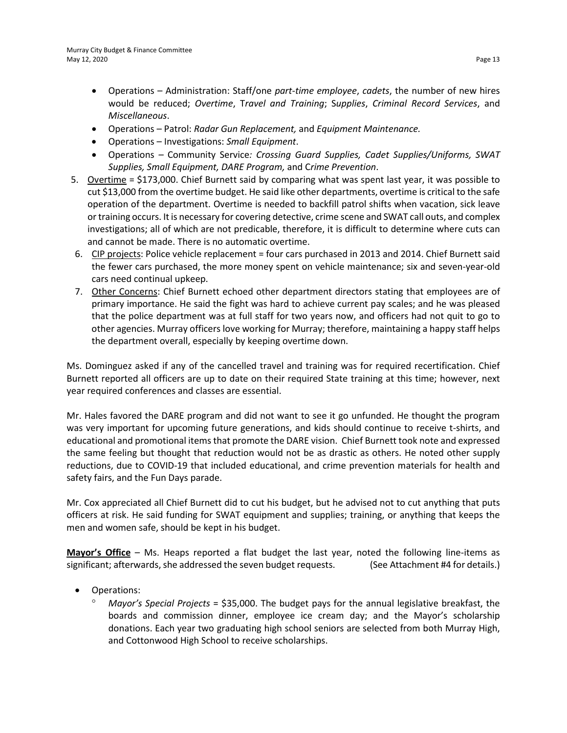- Operations – Administration: Staff/one *part-time employee*, *cadets*, the number of new hires would be reduced; *Overtime*, T*ravel and Training*; S*upplies*, *Criminal Record Services*, and *Miscellaneous*.
- Operations – Patrol: *Radar Gun Replacement,* and *Equipment Maintenance.*
- Operations – Investigations: *Small Equipment*.
- Operations – Community Service*: Crossing Guard Supplies, Cadet Supplies/Uniforms, SWAT Supplies, Small Equipment, DARE Program,* and C*rime Prevention*.

5. Overtime = $173,000. Chief Burnett said by comparing what was spent last year, it was possible to cut $13,000 from the overtime budget. He said like other departments, overtime is critical to the safe operation of the department. Overtime is needed to backfill patrol shifts when vacation, sick leave or training occurs. It is necessary for covering detective, crime scene and SWAT call outs, and complex investigations; all of which are not predicable, therefore, it is difficult to determine where cuts can and cannot be made. There is no automatic overtime.
6. CIP projects: Police vehicle replacement = four cars purchased in 2013 and 2014. Chief Burnett said the fewer cars purchased, the more money spent on vehicle maintenance; six and seven-year-old cars need continual upkeep.
7. Other Concerns: Chief Burnett echoed other department directors stating that employees are of primary importance. He said the fight was hard to achieve current pay scales; and he was pleased that the police department was at full staff for two years now, and officers had not quit to go to other agencies. Murray officers love working for Murray; therefore, maintaining a happy staff helps the department overall, especially by keeping overtime down.

Ms. Dominguez asked if any of the cancelled travel and training was for required recertification. Chief Burnett reported all officers are up to date on their required State training at this time; however, next year required conferences and classes are essential.

Mr. Hales favored the DARE program and did not want to see it go unfunded. He thought the program was very important for upcoming future generations, and kids should continue to receive t-shirts, and educational and promotional items that promote the DARE vision. Chief Burnett took note and expressed the same feeling but thought that reduction would not be as drastic as others. He noted other supply reductions, due to COVID-19 that included educational, and crime prevention materials for health and safety fairs, and the Fun Days parade.

Mr. Cox appreciated all Chief Burnett did to cut his budget, but he advised not to cut anything that puts officers at risk. He said funding for SWAT equipment and supplies; training, or anything that keeps the men and women safe, should be kept in his budget.

**Mayor's Office** – Ms. Heaps reported a flat budget the last year, noted the following line-items as significant; afterwards, she addressed the seven budget requests. (See Attachment #4 for details.)

- Operations:
  - *Mayor's Special Projects* = $35,000. The budget pays for the annual legislative breakfast, the boards and commission dinner, employee ice cream day; and the Mayor's scholarship donations. Each year two graduating high school seniors are selected from both Murray High, and Cottonwood High School to receive scholarships.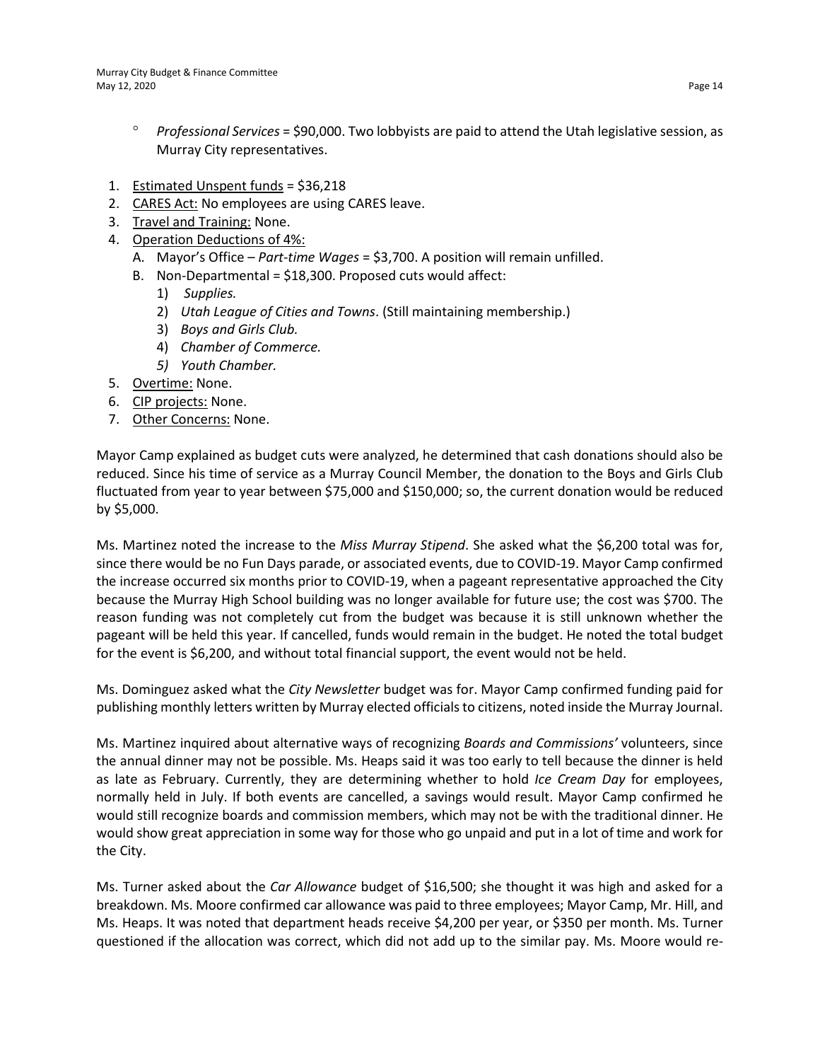- *Professional Services* = $90,000. Two lobbyists are paid to attend the Utah legislative session, as Murray City representatives.

1. Estimated Unspent funds = $36,218
2. CARES Act: No employees are using CARES leave.
3. Travel and Training: None.
4. Operation Deductions of 4%:
   A. Mayor's Office – *Part-time Wages* = $3,700. A position will remain unfilled.
   B. Non-Departmental = $18,300. Proposed cuts would affect:
      1) *Supplies.*
      2) *Utah League of Cities and Towns*. (Still maintaining membership.)
      3) *Boys and Girls Club.*
      4) *Chamber of Commerce.*
      5) *Youth Chamber.*
5. Overtime: None.
6. CIP projects: None.
7. Other Concerns: None.

Mayor Camp explained as budget cuts were analyzed, he determined that cash donations should also be reduced. Since his time of service as a Murray Council Member, the donation to the Boys and Girls Club fluctuated from year to year between $75,000 and $150,000; so, the current donation would be reduced by $5,000.

Ms. Martinez noted the increase to the *Miss Murray Stipend*. She asked what the $6,200 total was for, since there would be no Fun Days parade, or associated events, due to COVID-19. Mayor Camp confirmed the increase occurred six months prior to COVID-19, when a pageant representative approached the City because the Murray High School building was no longer available for future use; the cost was $700. The reason funding was not completely cut from the budget was because it is still unknown whether the pageant will be held this year. If cancelled, funds would remain in the budget. He noted the total budget for the event is $6,200, and without total financial support, the event would not be held.

Ms. Dominguez asked what the *City Newsletter* budget was for. Mayor Camp confirmed funding paid for publishing monthly letters written by Murray elected officials to citizens, noted inside the Murray Journal.

Ms. Martinez inquired about alternative ways of recognizing *Boards and Commissions'* volunteers, since the annual dinner may not be possible. Ms. Heaps said it was too early to tell because the dinner is held as late as February. Currently, they are determining whether to hold *Ice Cream Day* for employees, normally held in July. If both events are cancelled, a savings would result. Mayor Camp confirmed he would still recognize boards and commission members, which may not be with the traditional dinner. He would show great appreciation in some way for those who go unpaid and put in a lot of time and work for the City.

Ms. Turner asked about the *Car Allowance* budget of $16,500; she thought it was high and asked for a breakdown. Ms. Moore confirmed car allowance was paid to three employees; Mayor Camp, Mr. Hill, and Ms. Heaps. It was noted that department heads receive $4,200 per year, or $350 per month. Ms. Turner questioned if the allocation was correct, which did not add up to the similar pay. Ms. Moore would re-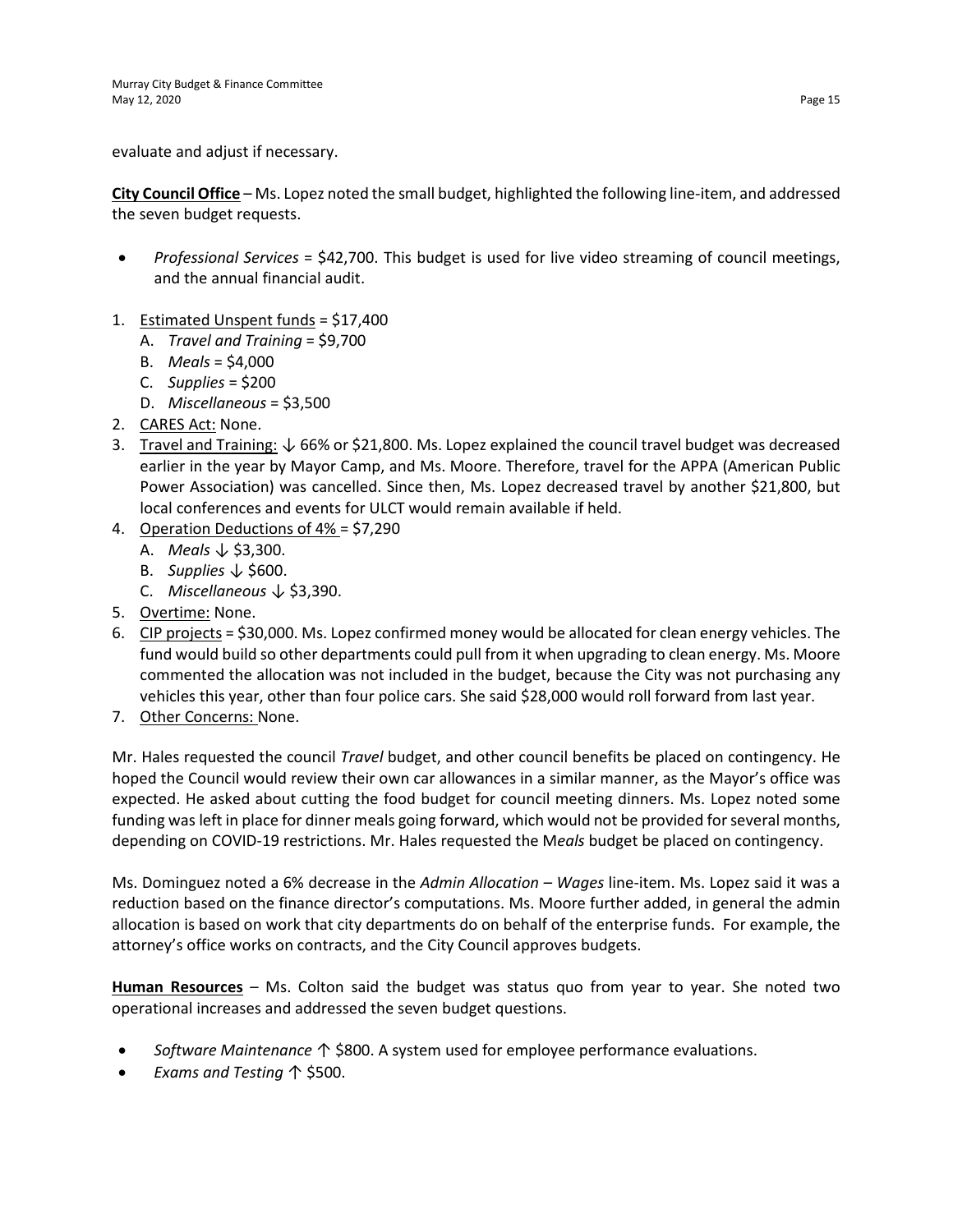evaluate and adjust if necessary.

**City Council Office** – Ms. Lopez noted the small budget, highlighted the following line-item, and addressed the seven budget requests.

- *Professional Services* = $42,700. This budget is used for live video streaming of council meetings, and the annual financial audit.

1. Estimated Unspent funds = $17,400
   A. *Travel and Training* = $9,700
   B. *Meals* = $4,000
   C. *Supplies* = $200
   D. *Miscellaneous* = $3,500
2. CARES Act: None.
3. Travel and Training: ↓ 66% or $21,800. Ms. Lopez explained the council travel budget was decreased earlier in the year by Mayor Camp, and Ms. Moore. Therefore, travel for the APPA (American Public Power Association) was cancelled. Since then, Ms. Lopez decreased travel by another $21,800, but local conferences and events for ULCT would remain available if held.
4. Operation Deductions of 4% = $7,290
   A. *Meals* ↓ $3,300.
   B. *Supplies* ↓ $600.
   C. *Miscellaneous* ↓ $3,390.
5. Overtime: None.
6. CIP projects = $30,000. Ms. Lopez confirmed money would be allocated for clean energy vehicles. The fund would build so other departments could pull from it when upgrading to clean energy. Ms. Moore commented the allocation was not included in the budget, because the City was not purchasing any vehicles this year, other than four police cars. She said $28,000 would roll forward from last year.
7. Other Concerns: None.

Mr. Hales requested the council *Travel* budget, and other council benefits be placed on contingency. He hoped the Council would review their own car allowances in a similar manner, as the Mayor's office was expected. He asked about cutting the food budget for council meeting dinners. Ms. Lopez noted some funding was left in place for dinner meals going forward, which would not be provided for several months, depending on COVID-19 restrictions. Mr. Hales requested the M*eals* budget be placed on contingency.

Ms. Dominguez noted a 6% decrease in the *Admin Allocation – Wages* line-item. Ms. Lopez said it was a reduction based on the finance director's computations. Ms. Moore further added, in general the admin allocation is based on work that city departments do on behalf of the enterprise funds. For example, the attorney's office works on contracts, and the City Council approves budgets.

**Human Resources** – Ms. Colton said the budget was status quo from year to year. She noted two operational increases and addressed the seven budget questions.

- *Software Maintenance* ↑ $800. A system used for employee performance evaluations.
- *Exams and Testing* ↑ $500.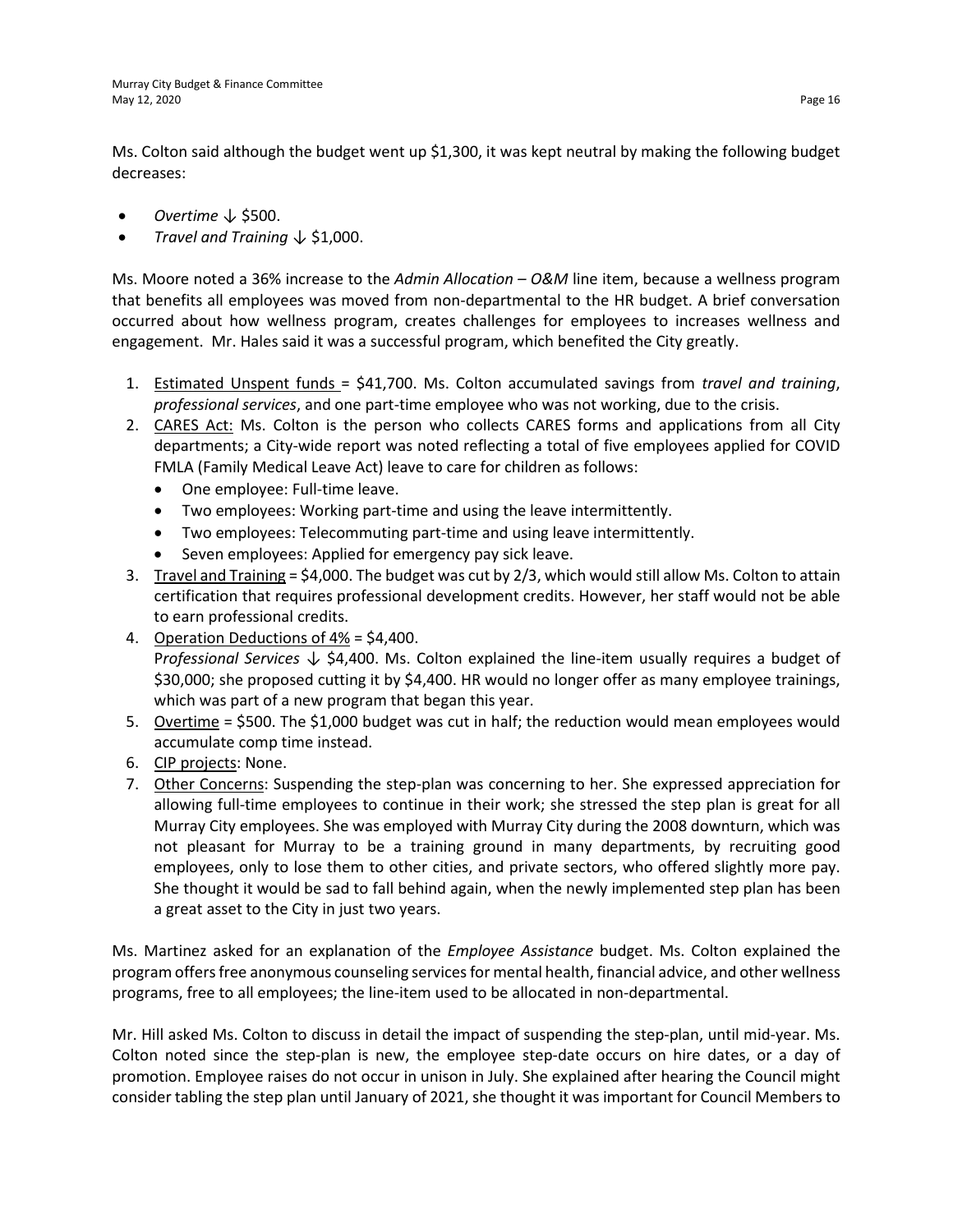Ms. Colton said although the budget went up $1,300, it was kept neutral by making the following budget decreases:

- *Overtime* ↓ $500.
- *Travel and Training* ↓ $1,000.

Ms. Moore noted a 36% increase to the *Admin Allocation – O&M* line item, because a wellness program that benefits all employees was moved from non-departmental to the HR budget. A brief conversation occurred about how wellness program, creates challenges for employees to increases wellness and engagement. Mr. Hales said it was a successful program, which benefited the City greatly.

1. Estimated Unspent funds = $41,700. Ms. Colton accumulated savings from *travel and training*, *professional services*, and one part-time employee who was not working, due to the crisis.
2. CARES Act: Ms. Colton is the person who collects CARES forms and applications from all City departments; a City-wide report was noted reflecting a total of five employees applied for COVID FMLA (Family Medical Leave Act) leave to care for children as follows:
   - One employee: Full-time leave.
   - Two employees: Working part-time and using the leave intermittently.
   - Two employees: Telecommuting part-time and using leave intermittently.
   - Seven employees: Applied for emergency pay sick leave.
3. Travel and Training = $4,000. The budget was cut by 2/3, which would still allow Ms. Colton to attain certification that requires professional development credits. However, her staff would not be able to earn professional credits.
4. Operation Deductions of 4% = $4,400.
   P*rofessional Services* ↓ $4,400. Ms. Colton explained the line-item usually requires a budget of $30,000; she proposed cutting it by $4,400. HR would no longer offer as many employee trainings, which was part of a new program that began this year.
5. Overtime = $500. The $1,000 budget was cut in half; the reduction would mean employees would accumulate comp time instead.
6. CIP projects: None.
7. Other Concerns: Suspending the step-plan was concerning to her. She expressed appreciation for allowing full-time employees to continue in their work; she stressed the step plan is great for all Murray City employees. She was employed with Murray City during the 2008 downturn, which was not pleasant for Murray to be a training ground in many departments, by recruiting good employees, only to lose them to other cities, and private sectors, who offered slightly more pay. She thought it would be sad to fall behind again, when the newly implemented step plan has been a great asset to the City in just two years.

Ms. Martinez asked for an explanation of the *Employee Assistance* budget. Ms. Colton explained the program offers free anonymous counseling services for mental health, financial advice, and other wellness programs, free to all employees; the line-item used to be allocated in non-departmental.

Mr. Hill asked Ms. Colton to discuss in detail the impact of suspending the step-plan, until mid-year. Ms. Colton noted since the step-plan is new, the employee step-date occurs on hire dates, or a day of promotion. Employee raises do not occur in unison in July. She explained after hearing the Council might consider tabling the step plan until January of 2021, she thought it was important for Council Members to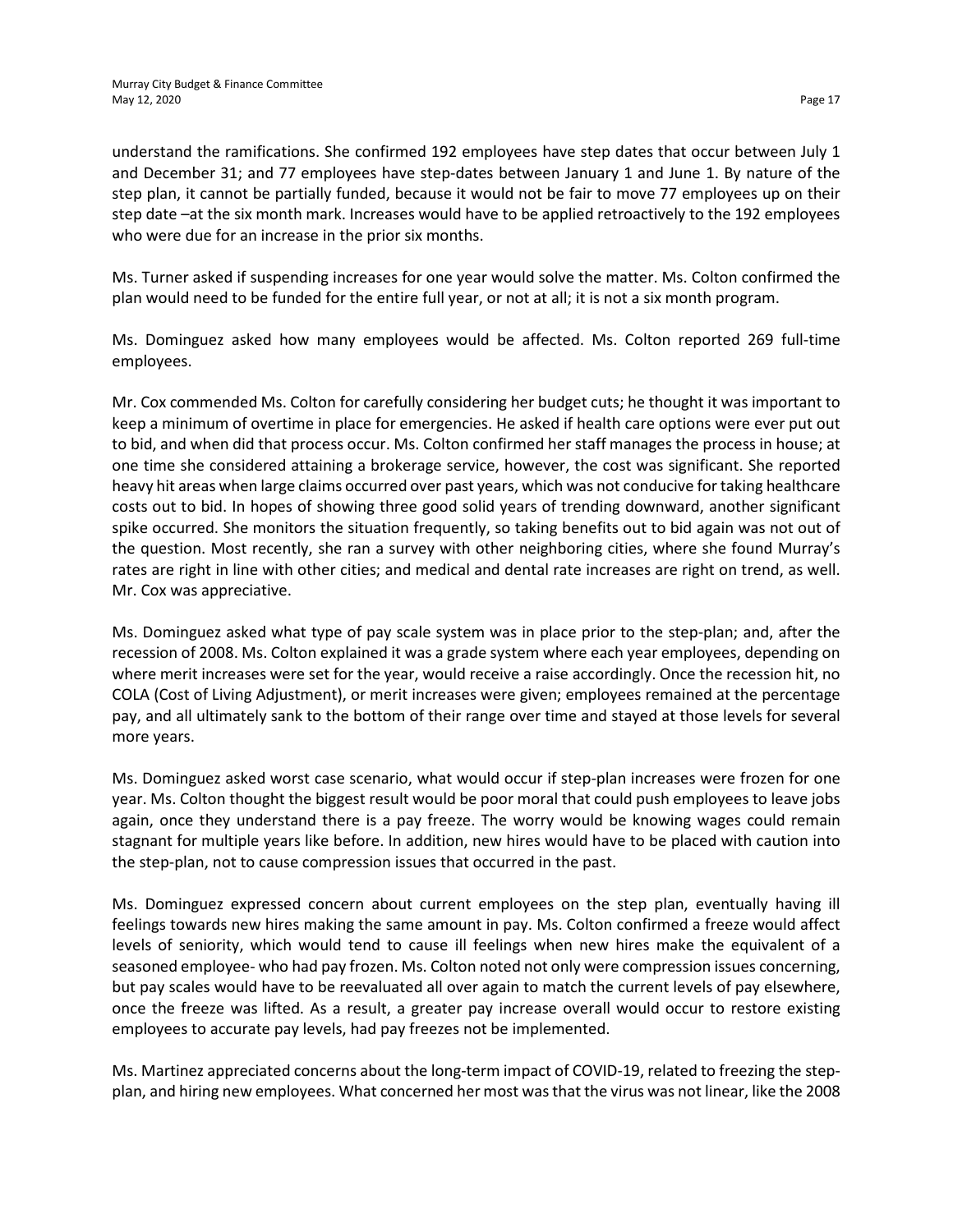understand the ramifications. She confirmed 192 employees have step dates that occur between July 1 and December 31; and 77 employees have step-dates between January 1 and June 1. By nature of the step plan, it cannot be partially funded, because it would not be fair to move 77 employees up on their step date –at the six month mark. Increases would have to be applied retroactively to the 192 employees who were due for an increase in the prior six months.

Ms. Turner asked if suspending increases for one year would solve the matter. Ms. Colton confirmed the plan would need to be funded for the entire full year, or not at all; it is not a six month program.

Ms. Dominguez asked how many employees would be affected. Ms. Colton reported 269 full-time employees.

Mr. Cox commended Ms. Colton for carefully considering her budget cuts; he thought it was important to keep a minimum of overtime in place for emergencies. He asked if health care options were ever put out to bid, and when did that process occur. Ms. Colton confirmed her staff manages the process in house; at one time she considered attaining a brokerage service, however, the cost was significant. She reported heavy hit areas when large claims occurred over past years, which was not conducive for taking healthcare costs out to bid. In hopes of showing three good solid years of trending downward, another significant spike occurred. She monitors the situation frequently, so taking benefits out to bid again was not out of the question. Most recently, she ran a survey with other neighboring cities, where she found Murray's rates are right in line with other cities; and medical and dental rate increases are right on trend, as well. Mr. Cox was appreciative.

Ms. Dominguez asked what type of pay scale system was in place prior to the step-plan; and, after the recession of 2008. Ms. Colton explained it was a grade system where each year employees, depending on where merit increases were set for the year, would receive a raise accordingly. Once the recession hit, no COLA (Cost of Living Adjustment), or merit increases were given; employees remained at the percentage pay, and all ultimately sank to the bottom of their range over time and stayed at those levels for several more years.

Ms. Dominguez asked worst case scenario, what would occur if step-plan increases were frozen for one year. Ms. Colton thought the biggest result would be poor moral that could push employees to leave jobs again, once they understand there is a pay freeze. The worry would be knowing wages could remain stagnant for multiple years like before. In addition, new hires would have to be placed with caution into the step-plan, not to cause compression issues that occurred in the past.

Ms. Dominguez expressed concern about current employees on the step plan, eventually having ill feelings towards new hires making the same amount in pay. Ms. Colton confirmed a freeze would affect levels of seniority, which would tend to cause ill feelings when new hires make the equivalent of a seasoned employee- who had pay frozen. Ms. Colton noted not only were compression issues concerning, but pay scales would have to be reevaluated all over again to match the current levels of pay elsewhere, once the freeze was lifted. As a result, a greater pay increase overall would occur to restore existing employees to accurate pay levels, had pay freezes not be implemented.

Ms. Martinez appreciated concerns about the long-term impact of COVID-19, related to freezing the step-plan, and hiring new employees. What concerned her most was that the virus was not linear, like the 2008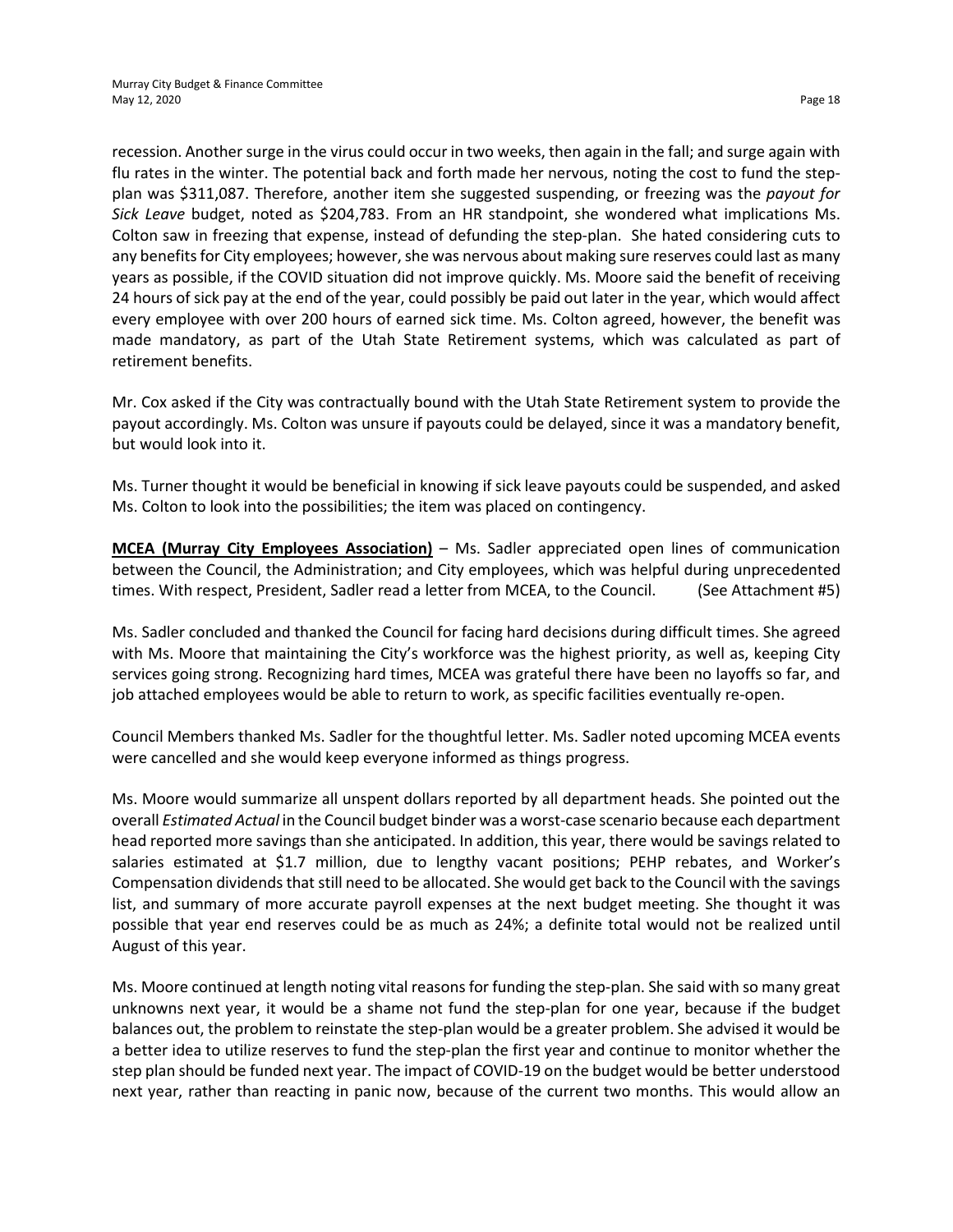recession. Another surge in the virus could occur in two weeks, then again in the fall; and surge again with flu rates in the winter. The potential back and forth made her nervous, noting the cost to fund the step-plan was $311,087. Therefore, another item she suggested suspending, or freezing was the *payout for Sick Leave* budget, noted as $204,783. From an HR standpoint, she wondered what implications Ms. Colton saw in freezing that expense, instead of defunding the step-plan. She hated considering cuts to any benefits for City employees; however, she was nervous about making sure reserves could last as many years as possible, if the COVID situation did not improve quickly. Ms. Moore said the benefit of receiving 24 hours of sick pay at the end of the year, could possibly be paid out later in the year, which would affect every employee with over 200 hours of earned sick time. Ms. Colton agreed, however, the benefit was made mandatory, as part of the Utah State Retirement systems, which was calculated as part of retirement benefits.

Mr. Cox asked if the City was contractually bound with the Utah State Retirement system to provide the payout accordingly. Ms. Colton was unsure if payouts could be delayed, since it was a mandatory benefit, but would look into it.

Ms. Turner thought it would be beneficial in knowing if sick leave payouts could be suspended, and asked Ms. Colton to look into the possibilities; the item was placed on contingency.

**MCEA (Murray City Employees Association)** – Ms. Sadler appreciated open lines of communication between the Council, the Administration; and City employees, which was helpful during unprecedented times. With respect, President, Sadler read a letter from MCEA, to the Council. (See Attachment #5)

Ms. Sadler concluded and thanked the Council for facing hard decisions during difficult times. She agreed with Ms. Moore that maintaining the City's workforce was the highest priority, as well as, keeping City services going strong. Recognizing hard times, MCEA was grateful there have been no layoffs so far, and job attached employees would be able to return to work, as specific facilities eventually re-open.

Council Members thanked Ms. Sadler for the thoughtful letter. Ms. Sadler noted upcoming MCEA events were cancelled and she would keep everyone informed as things progress.

Ms. Moore would summarize all unspent dollars reported by all department heads. She pointed out the overall *Estimated Actual* in the Council budget binder was a worst-case scenario because each department head reported more savings than she anticipated. In addition, this year, there would be savings related to salaries estimated at $1.7 million, due to lengthy vacant positions; PEHP rebates, and Worker's Compensation dividends that still need to be allocated. She would get back to the Council with the savings list, and summary of more accurate payroll expenses at the next budget meeting. She thought it was possible that year end reserves could be as much as 24%; a definite total would not be realized until August of this year.

Ms. Moore continued at length noting vital reasons for funding the step-plan. She said with so many great unknowns next year, it would be a shame not fund the step-plan for one year, because if the budget balances out, the problem to reinstate the step-plan would be a greater problem. She advised it would be a better idea to utilize reserves to fund the step-plan the first year and continue to monitor whether the step plan should be funded next year. The impact of COVID-19 on the budget would be better understood next year, rather than reacting in panic now, because of the current two months. This would allow an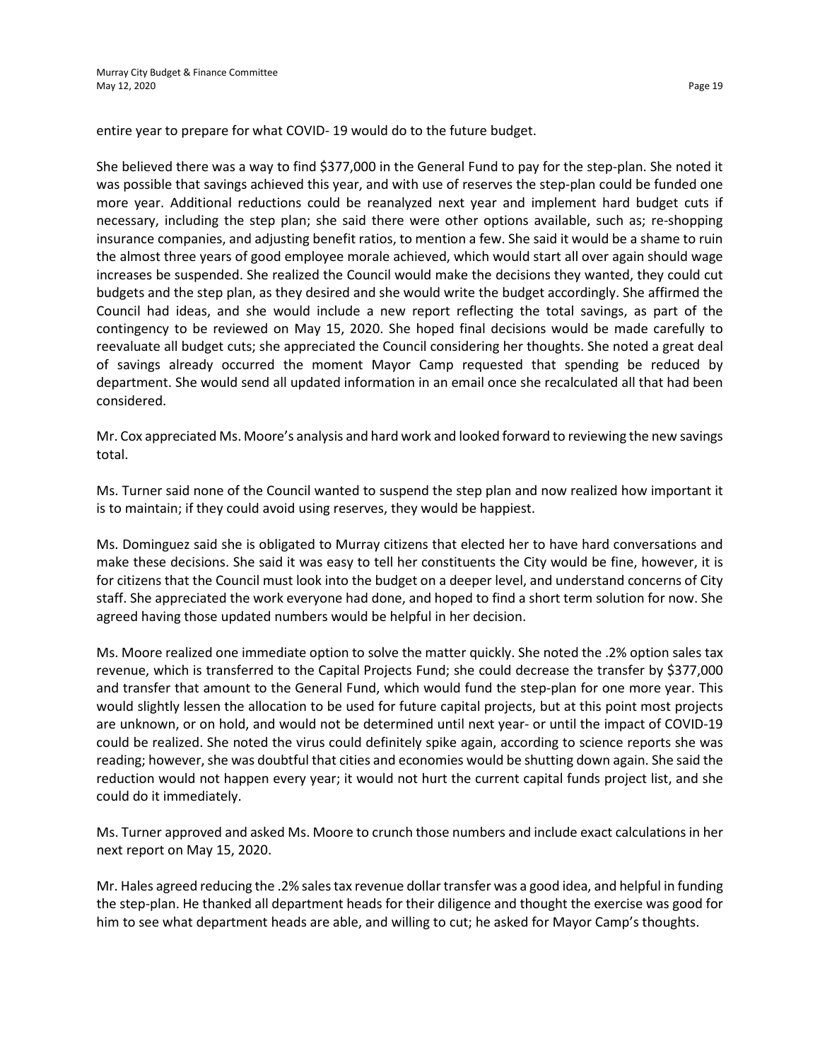entire year to prepare for what COVID- 19 would do to the future budget.

She believed there was a way to find $377,000 in the General Fund to pay for the step-plan. She noted it was possible that savings achieved this year, and with use of reserves the step-plan could be funded one more year. Additional reductions could be reanalyzed next year and implement hard budget cuts if necessary, including the step plan; she said there were other options available, such as; re-shopping insurance companies, and adjusting benefit ratios, to mention a few. She said it would be a shame to ruin the almost three years of good employee morale achieved, which would start all over again should wage increases be suspended. She realized the Council would make the decisions they wanted, they could cut budgets and the step plan, as they desired and she would write the budget accordingly. She affirmed the Council had ideas, and she would include a new report reflecting the total savings, as part of the contingency to be reviewed on May 15, 2020. She hoped final decisions would be made carefully to reevaluate all budget cuts; she appreciated the Council considering her thoughts. She noted a great deal of savings already occurred the moment Mayor Camp requested that spending be reduced by department. She would send all updated information in an email once she recalculated all that had been considered.

Mr. Cox appreciated Ms. Moore's analysis and hard work and looked forward to reviewing the new savings total.

Ms. Turner said none of the Council wanted to suspend the step plan and now realized how important it is to maintain; if they could avoid using reserves, they would be happiest.

Ms. Dominguez said she is obligated to Murray citizens that elected her to have hard conversations and make these decisions. She said it was easy to tell her constituents the City would be fine, however, it is for citizens that the Council must look into the budget on a deeper level, and understand concerns of City staff. She appreciated the work everyone had done, and hoped to find a short term solution for now. She agreed having those updated numbers would be helpful in her decision.

Ms. Moore realized one immediate option to solve the matter quickly. She noted the .2% option sales tax revenue, which is transferred to the Capital Projects Fund; she could decrease the transfer by $377,000 and transfer that amount to the General Fund, which would fund the step-plan for one more year. This would slightly lessen the allocation to be used for future capital projects, but at this point most projects are unknown, or on hold, and would not be determined until next year- or until the impact of COVID-19 could be realized. She noted the virus could definitely spike again, according to science reports she was reading; however, she was doubtful that cities and economies would be shutting down again. She said the reduction would not happen every year; it would not hurt the current capital funds project list, and she could do it immediately.

Ms. Turner approved and asked Ms. Moore to crunch those numbers and include exact calculations in her next report on May 15, 2020.

Mr. Hales agreed reducing the .2% sales tax revenue dollar transfer was a good idea, and helpful in funding the step-plan. He thanked all department heads for their diligence and thought the exercise was good for him to see what department heads are able, and willing to cut; he asked for Mayor Camp's thoughts.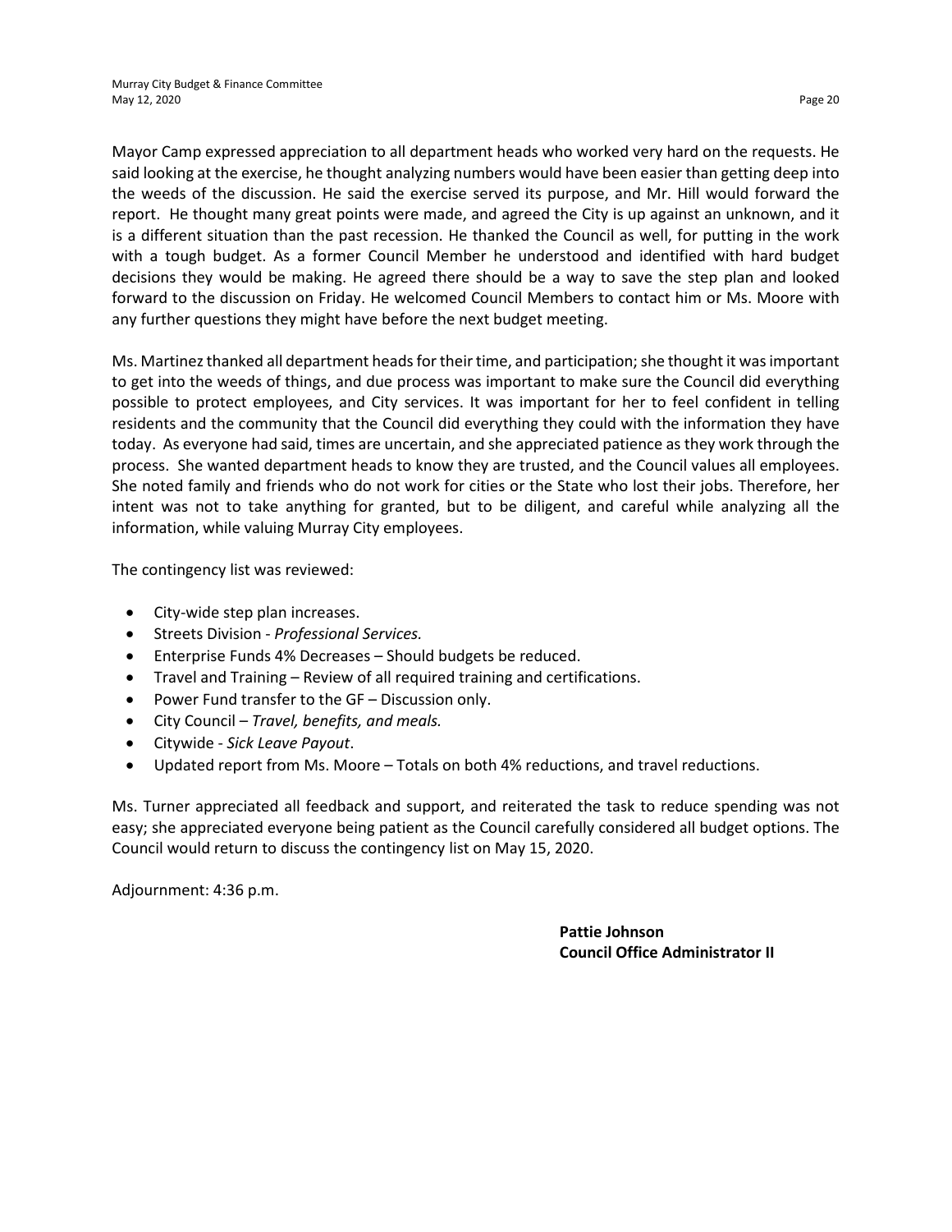Mayor Camp expressed appreciation to all department heads who worked very hard on the requests. He said looking at the exercise, he thought analyzing numbers would have been easier than getting deep into the weeds of the discussion. He said the exercise served its purpose, and Mr. Hill would forward the report. He thought many great points were made, and agreed the City is up against an unknown, and it is a different situation than the past recession. He thanked the Council as well, for putting in the work with a tough budget. As a former Council Member he understood and identified with hard budget decisions they would be making. He agreed there should be a way to save the step plan and looked forward to the discussion on Friday. He welcomed Council Members to contact him or Ms. Moore with any further questions they might have before the next budget meeting.

Ms. Martinez thanked all department heads for their time, and participation; she thought it was important to get into the weeds of things, and due process was important to make sure the Council did everything possible to protect employees, and City services. It was important for her to feel confident in telling residents and the community that the Council did everything they could with the information they have today. As everyone had said, times are uncertain, and she appreciated patience as they work through the process. She wanted department heads to know they are trusted, and the Council values all employees. She noted family and friends who do not work for cities or the State who lost their jobs. Therefore, her intent was not to take anything for granted, but to be diligent, and careful while analyzing all the information, while valuing Murray City employees.

The contingency list was reviewed:

- City-wide step plan increases.
- Streets Division - *Professional Services.*
- Enterprise Funds 4% Decreases – Should budgets be reduced.
- Travel and Training – Review of all required training and certifications.
- Power Fund transfer to the GF – Discussion only.
- City Council – *Travel, benefits, and meals.*
- Citywide - *Sick Leave Payout*.
- Updated report from Ms. Moore – Totals on both 4% reductions, and travel reductions.

Ms. Turner appreciated all feedback and support, and reiterated the task to reduce spending was not easy; she appreciated everyone being patient as the Council carefully considered all budget options. The Council would return to discuss the contingency list on May 15, 2020.

Adjournment: 4:36 p.m.

**Pattie Johnson**
**Council Office Administrator II**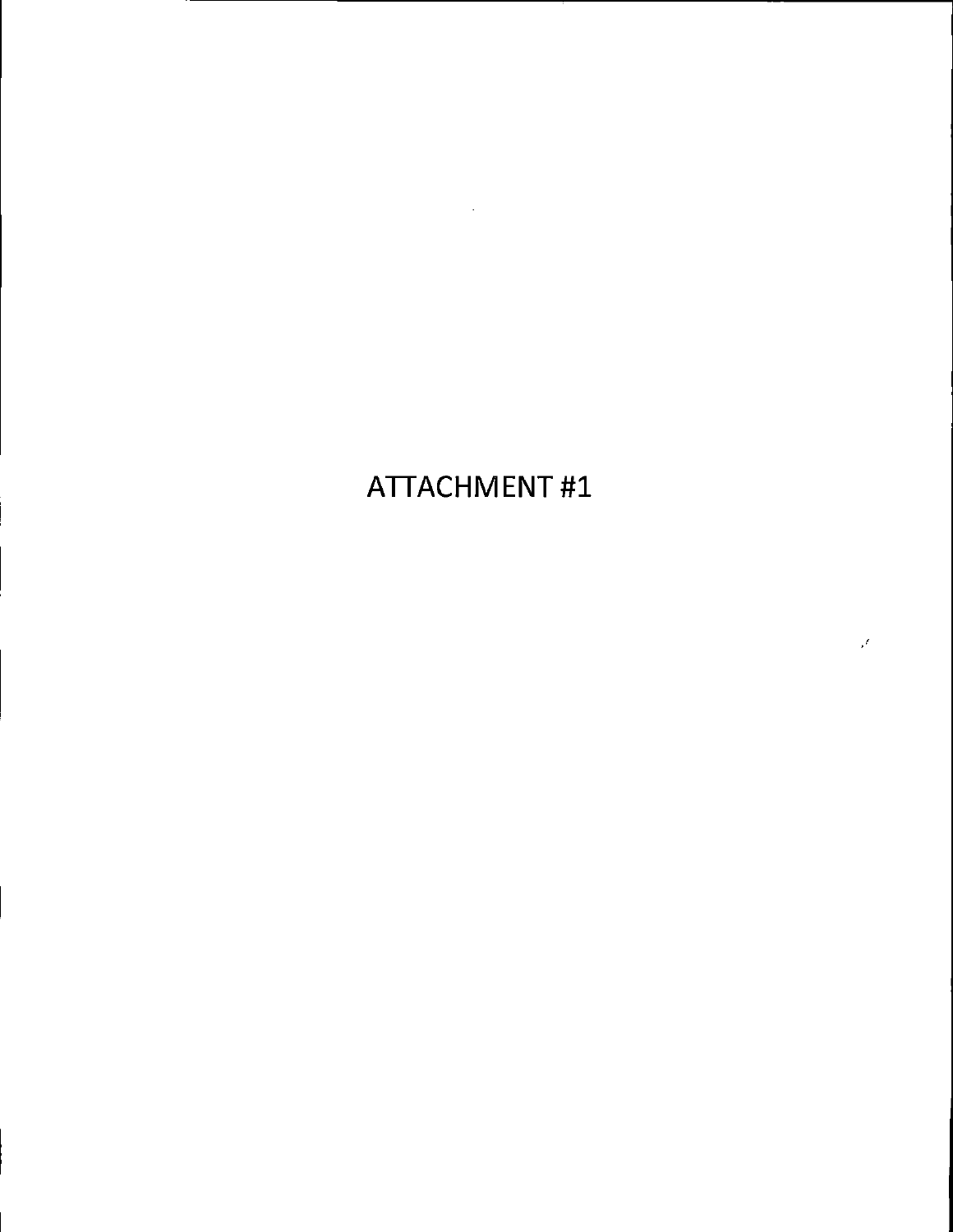# ATTACHMENT #1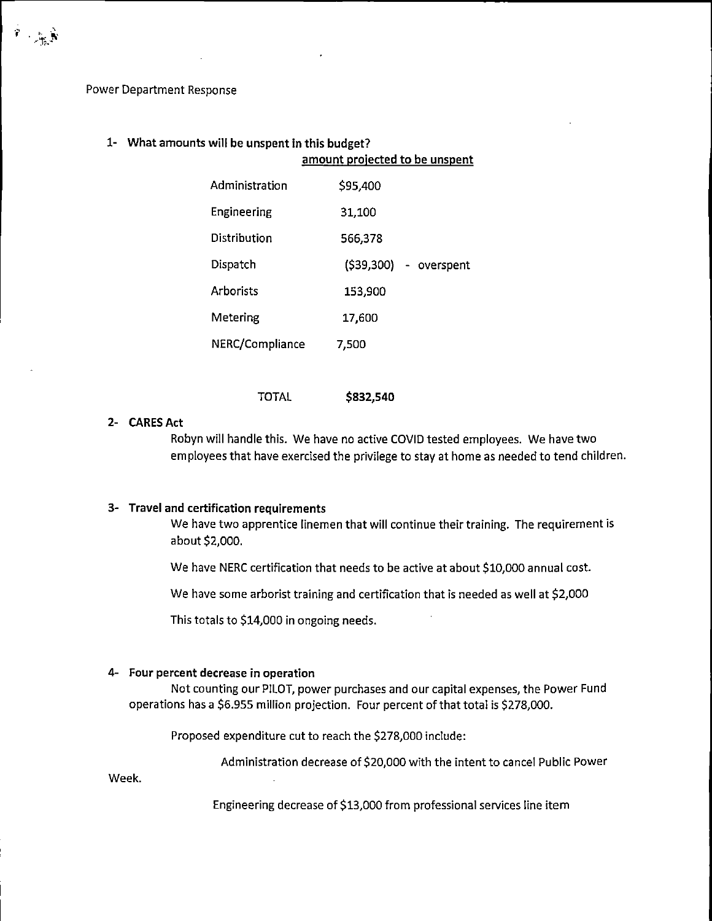Power Department Response

**1- What amounts will be unspent in this budget?**

| | amount projected to be unspent |
|---|---|
| Administration | $95,400 |
| Engineering | 31,100 |
| Distribution | 566,378 |
| Dispatch | ($39,300) - overspent |
| Arborists | 153,900 |
| Metering | 17,600 |
| NERC/Compliance | 7,500 |
| TOTAL | **$832,540** |

**2- CARES Act**

Robyn will handle this. We have no active COVID tested employees. We have two employees that have exercised the privilege to stay at home as needed to tend children.

**3- Travel and certification requirements**

We have two apprentice linemen that will continue their training. The requirement is about $2,000.

We have NERC certification that needs to be active at about $10,000 annual cost.

We have some arborist training and certification that is needed as well at $2,000

This totals to $14,000 in ongoing needs.

**4- Four percent decrease in operation**

Not counting our PILOT, power purchases and our capital expenses, the Power Fund operations has a $6.955 million projection. Four percent of that total is $278,000.

Proposed expenditure cut to reach the $278,000 include:

Administration decrease of $20,000 with the intent to cancel Public Power Week.

Engineering decrease of $13,000 from professional services line item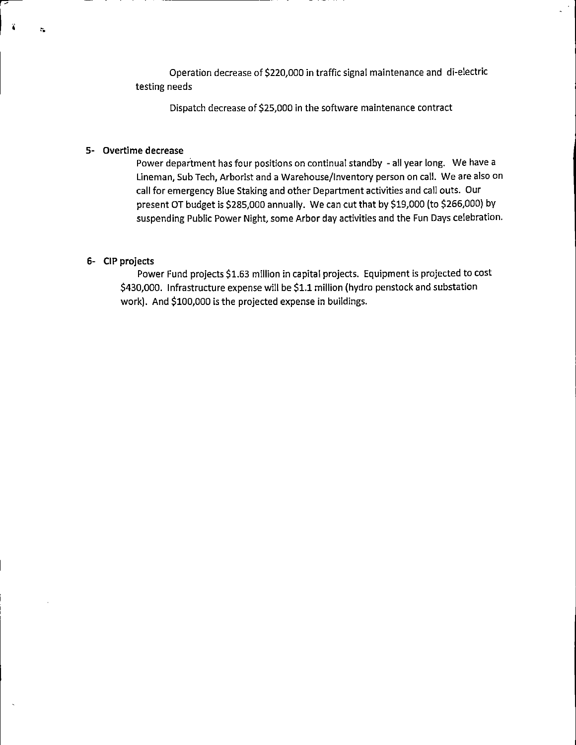Operation decrease of $220,000 in traffic signal maintenance and di-electric testing needs

Dispatch decrease of $25,000 in the software maintenance contract

**5- Overtime decrease**

Power department has four positions on continual standby - all year long. We have a Lineman, Sub Tech, Arborist and a Warehouse/Inventory person on call. We are also on call for emergency Blue Staking and other Department activities and call outs. Our present OT budget is $285,000 annually. We can cut that by $19,000 (to $266,000) by suspending Public Power Night, some Arbor day activities and the Fun Days celebration.

**6- CIP projects**

Power Fund projects $1.63 million in capital projects. Equipment is projected to cost $430,000. Infrastructure expense will be $1.1 million (hydro penstock and substation work). And $100,000 is the projected expense in buildings.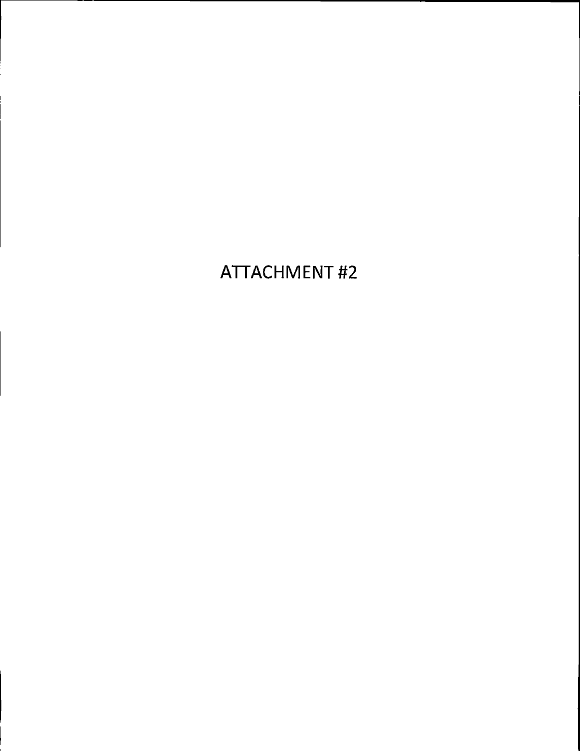# ATTACHMENT #2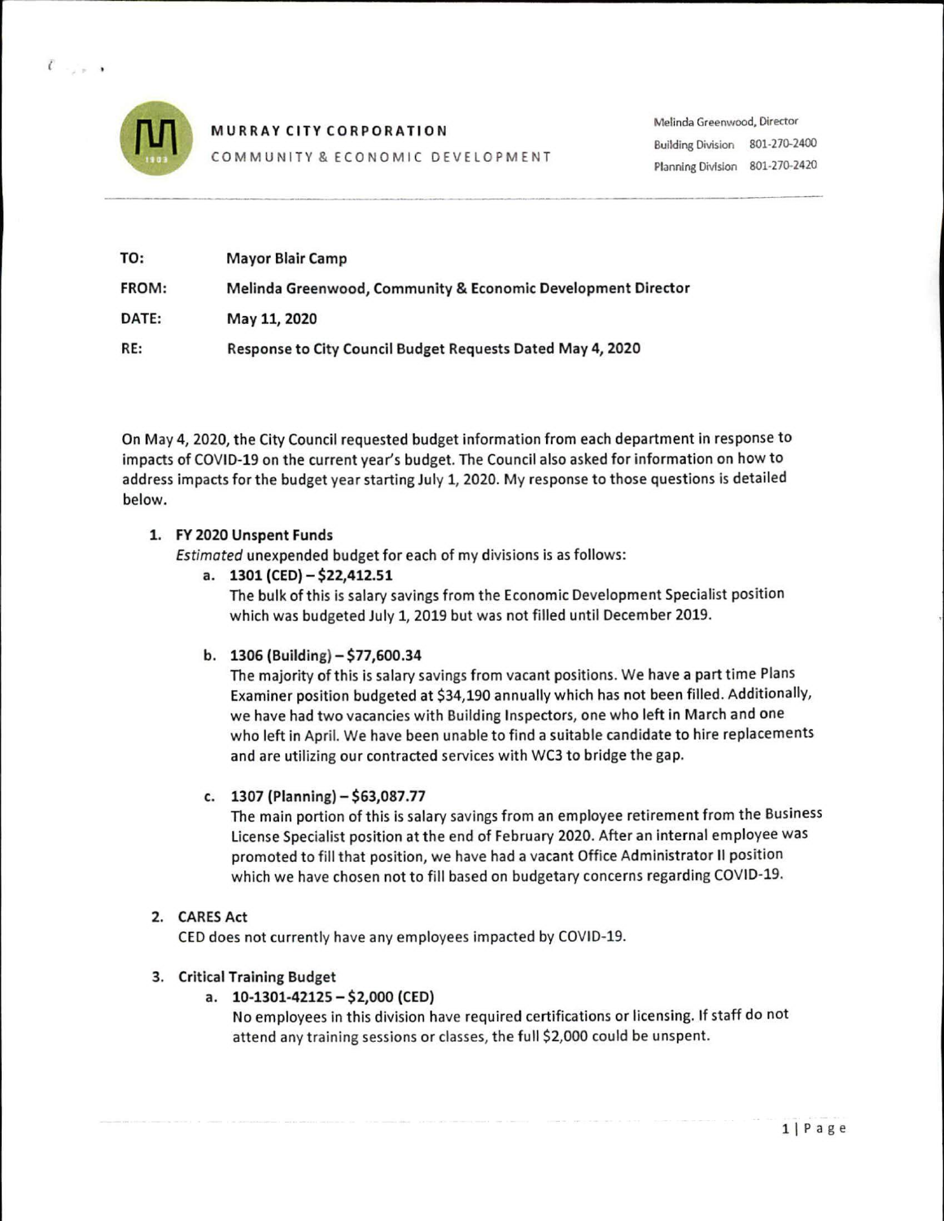**MURRAY CITY CORPORATION**
COMMUNITY & ECONOMIC DEVELOPMENT

Melinda Greenwood, Director
Building Division 801-270-2400
Planning Division 801-270-2420

---

**TO:** Mayor Blair Camp

**FROM:** Melinda Greenwood, Community & Economic Development Director

**DATE:** May 11, 2020

**RE:** Response to City Council Budget Requests Dated May 4, 2020

On May 4, 2020, the City Council requested budget information from each department in response to impacts of COVID-19 on the current year's budget. The Council also asked for information on how to address impacts for the budget year starting July 1, 2020. My response to those questions is detailed below.

1. **FY 2020 Unspent Funds**
   *Estimated* unexpended budget for each of my divisions is as follows:
   a. **1301 (CED) – $22,412.51**
      The bulk of this is salary savings from the Economic Development Specialist position which was budgeted July 1, 2019 but was not filled until December 2019.
   b. **1306 (Building) – $77,600.34**
      The majority of this is salary savings from vacant positions. We have a part time Plans Examiner position budgeted at $34,190 annually which has not been filled. Additionally, we have had two vacancies with Building Inspectors, one who left in March and one who left in April. We have been unable to find a suitable candidate to hire replacements and are utilizing our contracted services with WC3 to bridge the gap.
   c. **1307 (Planning) – $63,087.77**
      The main portion of this is salary savings from an employee retirement from the Business License Specialist position at the end of February 2020. After an internal employee was promoted to fill that position, we have had a vacant Office Administrator II position which we have chosen not to fill based on budgetary concerns regarding COVID-19.

2. **CARES Act**
   CED does not currently have any employees impacted by COVID-19.

3. **Critical Training Budget**
   a. **10-1301-42125 – $2,000 (CED)**
      No employees in this division have required certifications or licensing. If staff do not attend any training sessions or classes, the full $2,000 could be unspent.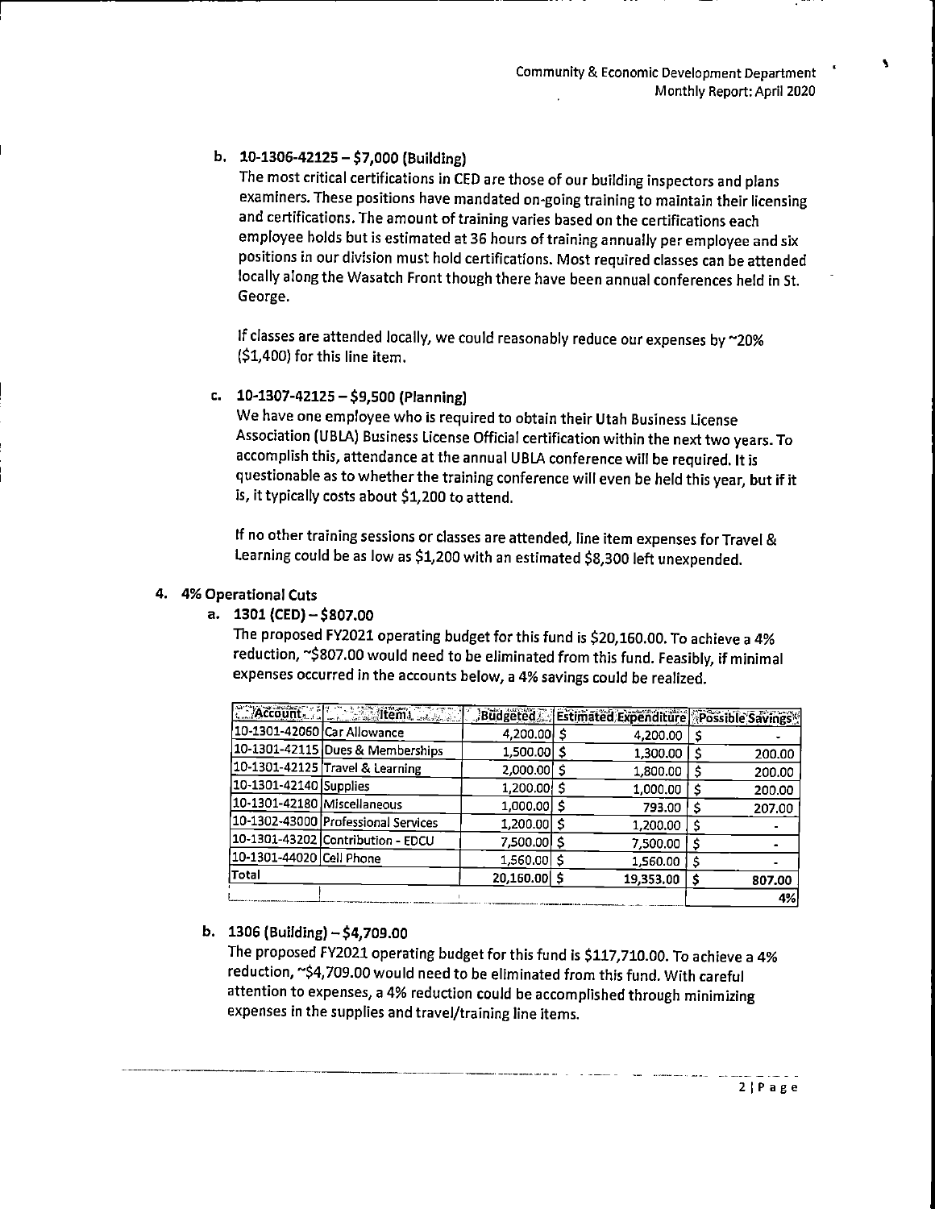b. **10-1306-42125 – $7,000 (Building)**

The most critical certifications in CED are those of our building inspectors and plans examiners. These positions have mandated on-going training to maintain their licensing and certifications. The amount of training varies based on the certifications each employee holds but is estimated at 36 hours of training annually per employee and six positions in our division must hold certifications. Most required classes can be attended locally along the Wasatch Front though there have been annual conferences held in St. George.

If classes are attended locally, we could reasonably reduce our expenses by ~20% ($1,400) for this line item.

c. **10-1307-42125 – $9,500 (Planning)**

We have one employee who is required to obtain their Utah Business License Association (UBLA) Business License Official certification within the next two years. To accomplish this, attendance at the annual UBLA conference will be required. It is questionable as to whether the training conference will even be held this year, but if it is, it typically costs about $1,200 to attend.

If no other training sessions or classes are attended, line item expenses for Travel & Learning could be as low as $1,200 with an estimated $8,300 left unexpended.

4. **4% Operational Cuts**

a. **1301 (CED) – $807.00**

The proposed FY2021 operating budget for this fund is $20,160.00. To achieve a 4% reduction, ~$807.00 would need to be eliminated from this fund. Feasibly, if minimal expenses occurred in the accounts below, a 4% savings could be realized.

| Account | Item | Budgeted | Estimated Expenditure | Possible Savings |
|---|---|---|---|---|
| 10-1301-42060 | Car Allowance | 4,200.00 | $ 4,200.00 | $ - |
| 10-1301-42115 | Dues & Memberships | 1,500.00 | $ 1,300.00 | $ 200.00 |
| 10-1301-42125 | Travel & Learning | 2,000.00 | $ 1,800.00 | $ 200.00 |
| 10-1301-42140 | Supplies | 1,200.00 | $ 1,000.00 | $ 200.00 |
| 10-1301-42180 | Miscellaneous | 1,000.00 | $ 793.00 | $ 207.00 |
| 10-1302-43000 | Professional Services | 1,200.00 | $ 1,200.00 | $ - |
| 10-1301-43202 | Contribution - EDCU | 7,500.00 | $ 7,500.00 | $ - |
| 10-1301-44020 | Cell Phone | 1,560.00 | $ 1,560.00 | $ - |
| Total | | 20,160.00 | $ 19,353.00 | $ 807.00 |
| | | | | 4% |

b. **1306 (Building) – $4,709.00**

The proposed FY2021 operating budget for this fund is $117,710.00. To achieve a 4% reduction, ~$4,709.00 would need to be eliminated from this fund. With careful attention to expenses, a 4% reduction could be accomplished through minimizing expenses in the supplies and travel/training line items.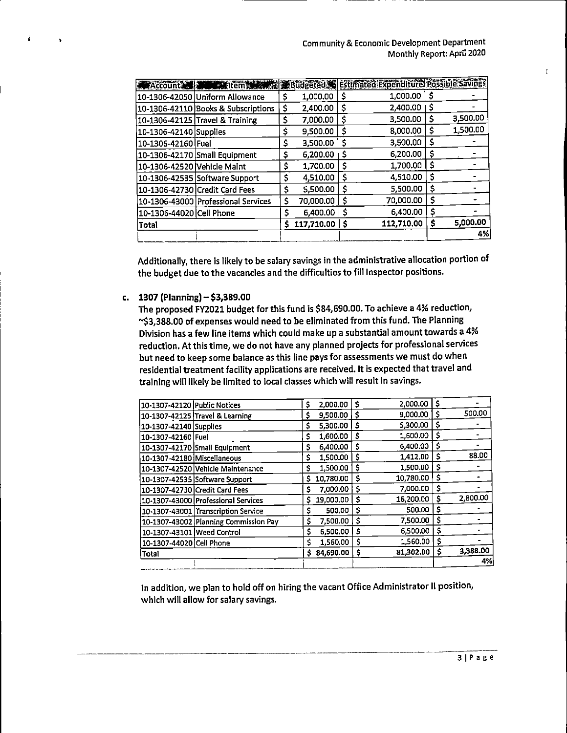| Account | Item | Budgeted | Estimated Expenditure | Possible Savings |
|---|---|---|---|---|
| 10-1306-42050 | Uniform Allowance | $ 1,000.00 | $ 1,000.00 | $ - |
| 10-1306-42110 | Books & Subscriptions | $ 2,400.00 | $ 2,400.00 | $ - |
| 10-1306-42125 | Travel & Training | $ 7,000.00 | $ 3,500.00 | $ 3,500.00 |
| 10-1306-42140 | Supplies | $ 9,500.00 | $ 8,000.00 | $ 1,500.00 |
| 10-1306-42160 | Fuel | $ 3,500.00 | $ 3,500.00 | $ - |
| 10-1306-42170 | Small Equipment | $ 6,200.00 | $ 6,200.00 | $ - |
| 10-1306-42520 | Vehicle Maint | $ 1,700.00 | $ 1,700.00 | $ - |
| 10-1306-42535 | Software Support | $ 4,510.00 | $ 4,510.00 | $ - |
| 10-1306-42730 | Credit Card Fees | $ 5,500.00 | $ 5,500.00 | $ - |
| 10-1306-43000 | Professional Services | $ 70,000.00 | $ 70,000.00 | $ - |
| 10-1306-44020 | Cell Phone | $ 6,400.00 | $ 6,400.00 | $ - |
| Total | | $ 117,710.00 | $ 112,710.00 | $ 5,000.00 |
| | | | | 4% |

Additionally, there is likely to be salary savings in the administrative allocation portion of the budget due to the vacancies and the difficulties to fill Inspector positions.

c. **1307 (Planning) – $3,389.00**

The proposed FY2021 budget for this fund is $84,690.00. To achieve a 4% reduction, ~$3,388.00 of expenses would need to be eliminated from this fund. The Planning Division has a few line items which could make up a substantial amount towards a 4% reduction. At this time, we do not have any planned projects for professional services but need to keep some balance as this line pays for assessments we must do when residential treatment facility applications are received. It is expected that travel and training will likely be limited to local classes which will result in savings.

| Account | Item | Budgeted | Estimated Expenditure | Possible Savings |
|---|---|---|---|---|
| 10-1307-42120 | Public Notices | $ 2,000.00 | $ 2,000.00 | $ - |
| 10-1307-42125 | Travel & Learning | $ 9,500.00 | $ 9,000.00 | $ 500.00 |
| 10-1307-42140 | Supplies | $ 5,300.00 | $ 5,300.00 | $ - |
| 10-1307-42160 | Fuel | $ 1,600.00 | $ 1,600.00 | $ - |
| 10-1307-42170 | Small Equipment | $ 6,400.00 | $ 6,400.00 | $ - |
| 10-1307-42180 | Miscellaneous | $ 1,500.00 | $ 1,412.00 | $ 88.00 |
| 10-1307-42520 | Vehicle Maintenance | $ 1,500.00 | $ 1,500.00 | $ - |
| 10-1307-42535 | Software Support | $ 10,780.00 | $ 10,780.00 | $ - |
| 10-1307-42730 | Credit Card Fees | $ 7,000.00 | $ 7,000.00 | $ - |
| 10-1307-43000 | Professional Services | $ 19,000.00 | $ 16,200.00 | $ 2,800.00 |
| 10-1307-43001 | Transcription Service | $ 500.00 | $ 500.00 | $ - |
| 10-1307-43002 | Planning Commission Pay | $ 7,500.00 | $ 7,500.00 | $ - |
| 10-1307-43101 | Weed Control | $ 6,500.00 | $ 6,500.00 | $ - |
| 10-1307-44020 | Cell Phone | $ 1,560.00 | $ 1,560.00 | $ - |
| Total | | $ 84,690.00 | $ 81,302.00 | $ 3,388.00 |
| | | | | 4% |

In addition, we plan to hold off on hiring the vacant Office Administrator II position, which will allow for salary savings.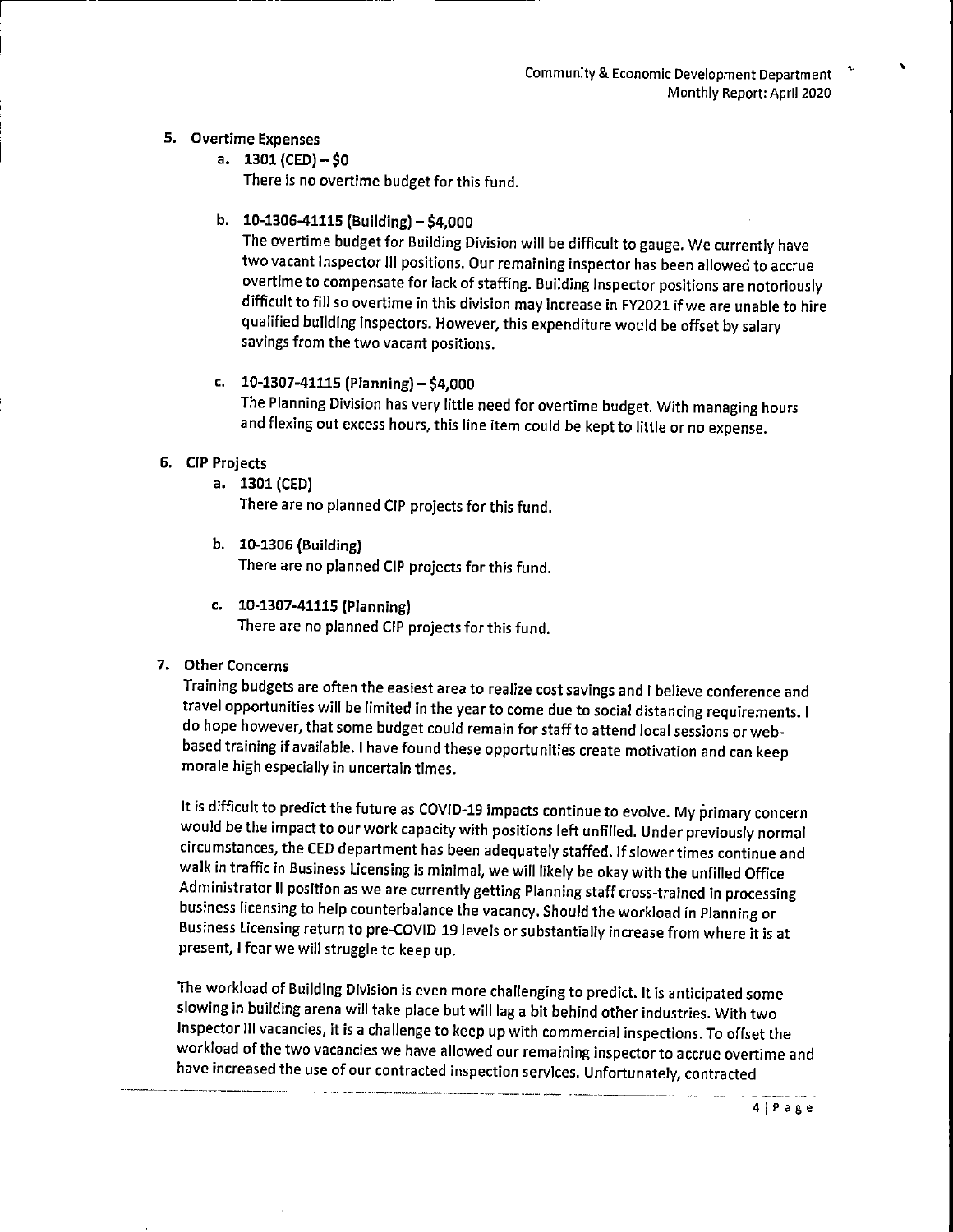5. **Overtime Expenses**
   a. **1301 (CED) – $0**
      There is no overtime budget for this fund.

   b. **10-1306-41115 (Building) – $4,000**
      The overtime budget for Building Division will be difficult to gauge. We currently have two vacant Inspector III positions. Our remaining inspector has been allowed to accrue overtime to compensate for lack of staffing. Building Inspector positions are notoriously difficult to fill so overtime in this division may increase in FY2021 if we are unable to hire qualified building inspectors. However, this expenditure would be offset by salary savings from the two vacant positions.

   c. **10-1307-41115 (Planning) – $4,000**
      The Planning Division has very little need for overtime budget. With managing hours and flexing out excess hours, this line item could be kept to little or no expense.

6. **CIP Projects**
   a. **1301 (CED)**
      There are no planned CIP projects for this fund.

   b. **10-1306 (Building)**
      There are no planned CIP projects for this fund.

   c. **10-1307-41115 (Planning)**
      There are no planned CIP projects for this fund.

7. **Other Concerns**

   Training budgets are often the easiest area to realize cost savings and I believe conference and travel opportunities will be limited in the year to come due to social distancing requirements. I do hope however, that some budget could remain for staff to attend local sessions or web-based training if available. I have found these opportunities create motivation and can keep morale high especially in uncertain times.

   It is difficult to predict the future as COVID-19 impacts continue to evolve. My primary concern would be the impact to our work capacity with positions left unfilled. Under previously normal circumstances, the CED department has been adequately staffed. If slower times continue and walk in traffic in Business Licensing is minimal, we will likely be okay with the unfilled Office Administrator II position as we are currently getting Planning staff cross-trained in processing business licensing to help counterbalance the vacancy. Should the workload in Planning or Business Licensing return to pre-COVID-19 levels or substantially increase from where it is at present, I fear we will struggle to keep up.

   The workload of Building Division is even more challenging to predict. It is anticipated some slowing in building arena will take place but will lag a bit behind other industries. With two Inspector III vacancies, it is a challenge to keep up with commercial inspections. To offset the workload of the two vacancies we have allowed our remaining inspector to accrue overtime and have increased the use of our contracted inspection services. Unfortunately, contracted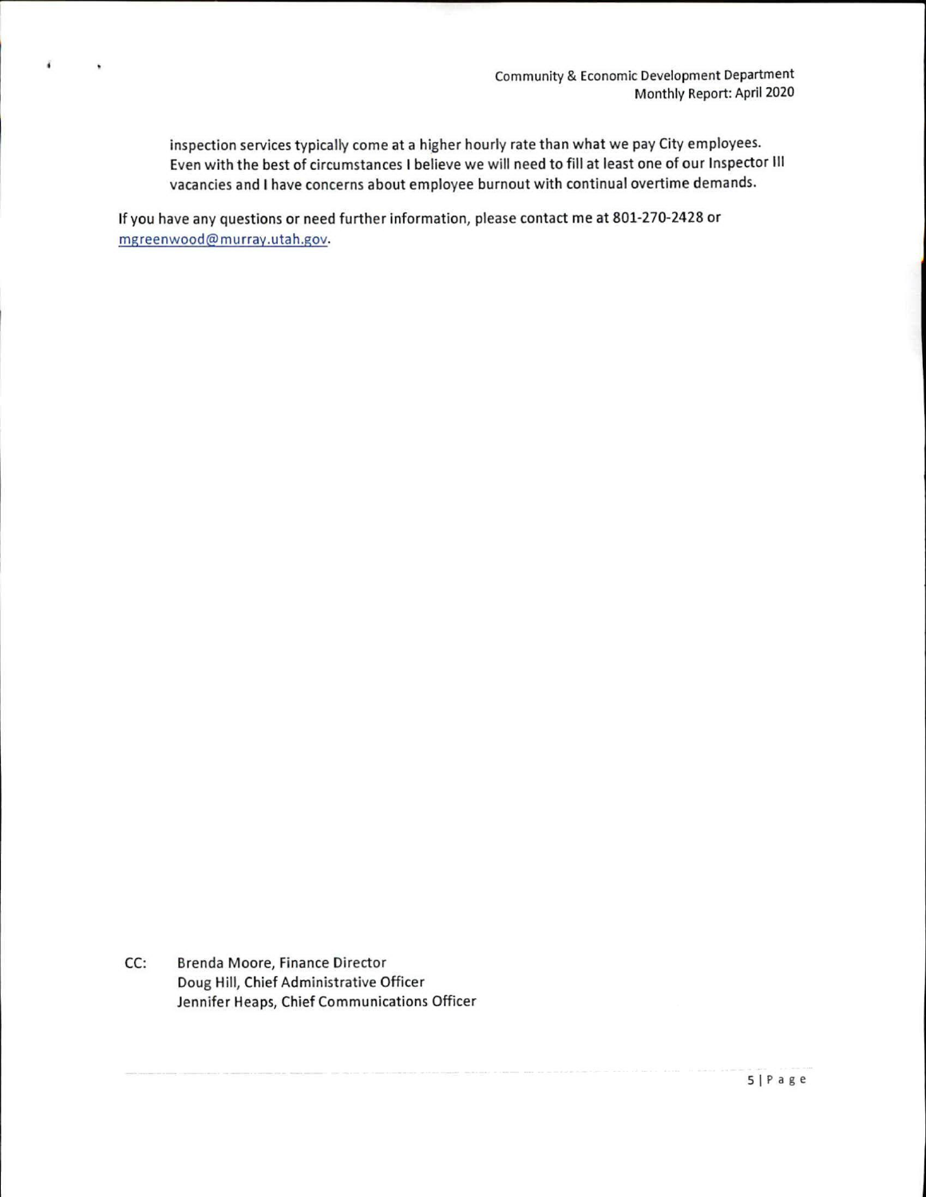inspection services typically come at a higher hourly rate than what we pay City employees. Even with the best of circumstances I believe we will need to fill at least one of our Inspector III vacancies and I have concerns about employee burnout with continual overtime demands.

If you have any questions or need further information, please contact me at 801-270-2428 or mgreenwood@murray.utah.gov.

CC: Brenda Moore, Finance Director
Doug Hill, Chief Administrative Officer
Jennifer Heaps, Chief Communications Officer